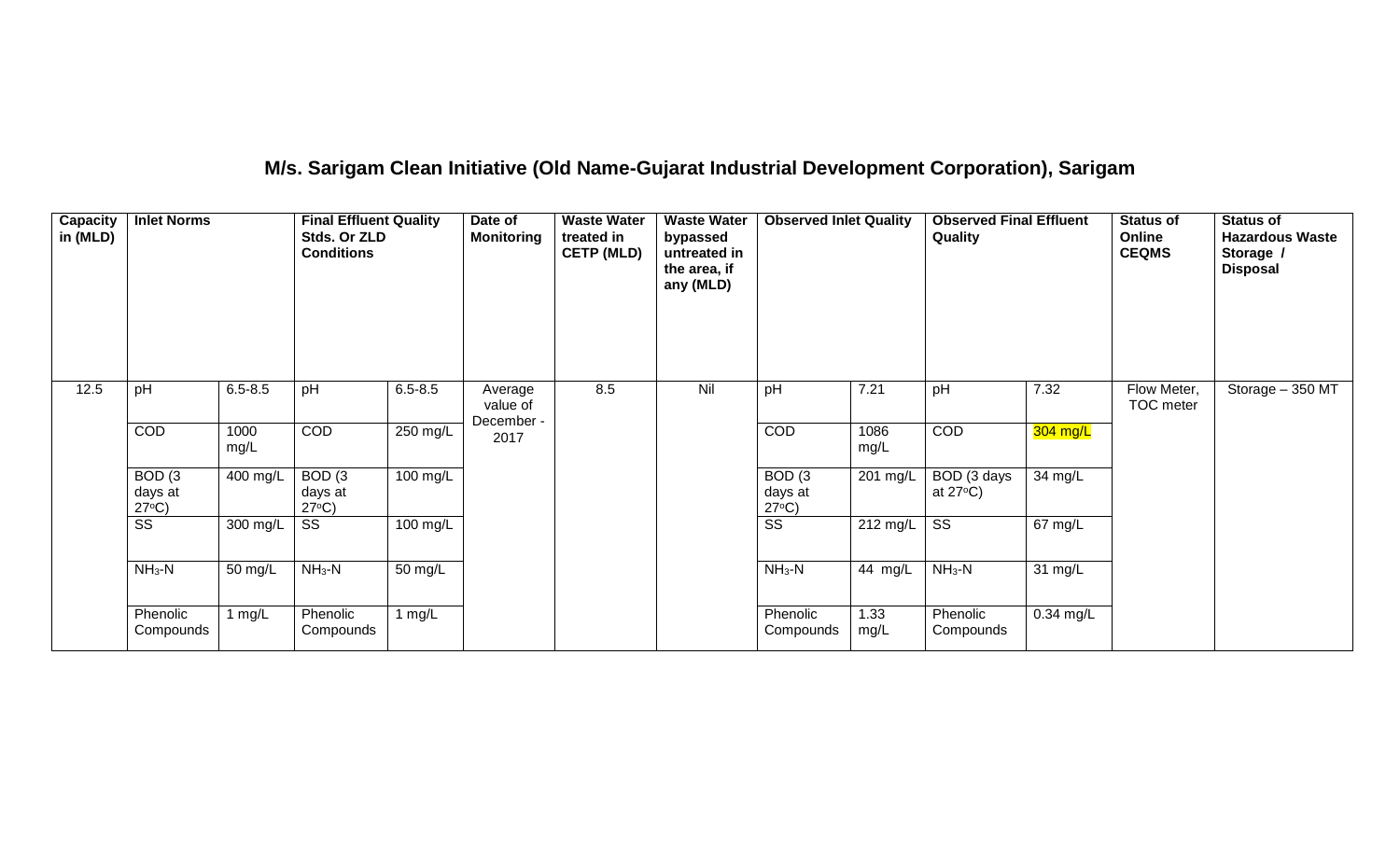# M/s. Sarigam Clean Initiative (Old Name-Gujarat Industrial Development Corporation), Sarigam

| Capacity in (MLD) | Inlet Norms | | Final Effluent Quality Stds. Or ZLD Conditions | | Date of Monitoring | Waste Water treated in CETP (MLD) | Waste Water bypassed untreated in the area, if any (MLD) | Observed Inlet Quality | | Observed Final Effluent Quality | | Status of Online CEQMS | Status of Hazardous Waste Storage / Disposal |
|---|---|---|---|---|---|---|---|---|---|---|---|---|---|
| 12.5 | pH | 6.5-8.5 | pH | 6.5-8.5 | Average value of December - 2017 | 8.5 | Nil | pH | 7.21 | pH | 7.32 | Flow Meter, TOC meter | Storage – 350 MT |
| | COD | 1000 mg/L | COD | 250 mg/L | | | | COD | 1086 mg/L | COD | 304 mg/L | | |
| | BOD (3 days at 27°C) | 400 mg/L | BOD (3 days at 27°C) | 100 mg/L | | | | BOD (3 days at 27°C) | 201 mg/L | BOD (3 days at 27°C) | 34 mg/L | | |
| | SS | 300 mg/L | SS | 100 mg/L | | | | SS | 212 mg/L | SS | 67 mg/L | | |
| | $NH_3$-N | 50 mg/L | $NH_3$-N | 50 mg/L | | | | $NH_3$-N | 44 mg/L | $NH_3$-N | 31 mg/L | | |
| | Phenolic Compounds | 1 mg/L | Phenolic Compounds | 1 mg/L | | | | Phenolic Compounds | 1.33 mg/L | Phenolic Compounds | 0.34 mg/L | | |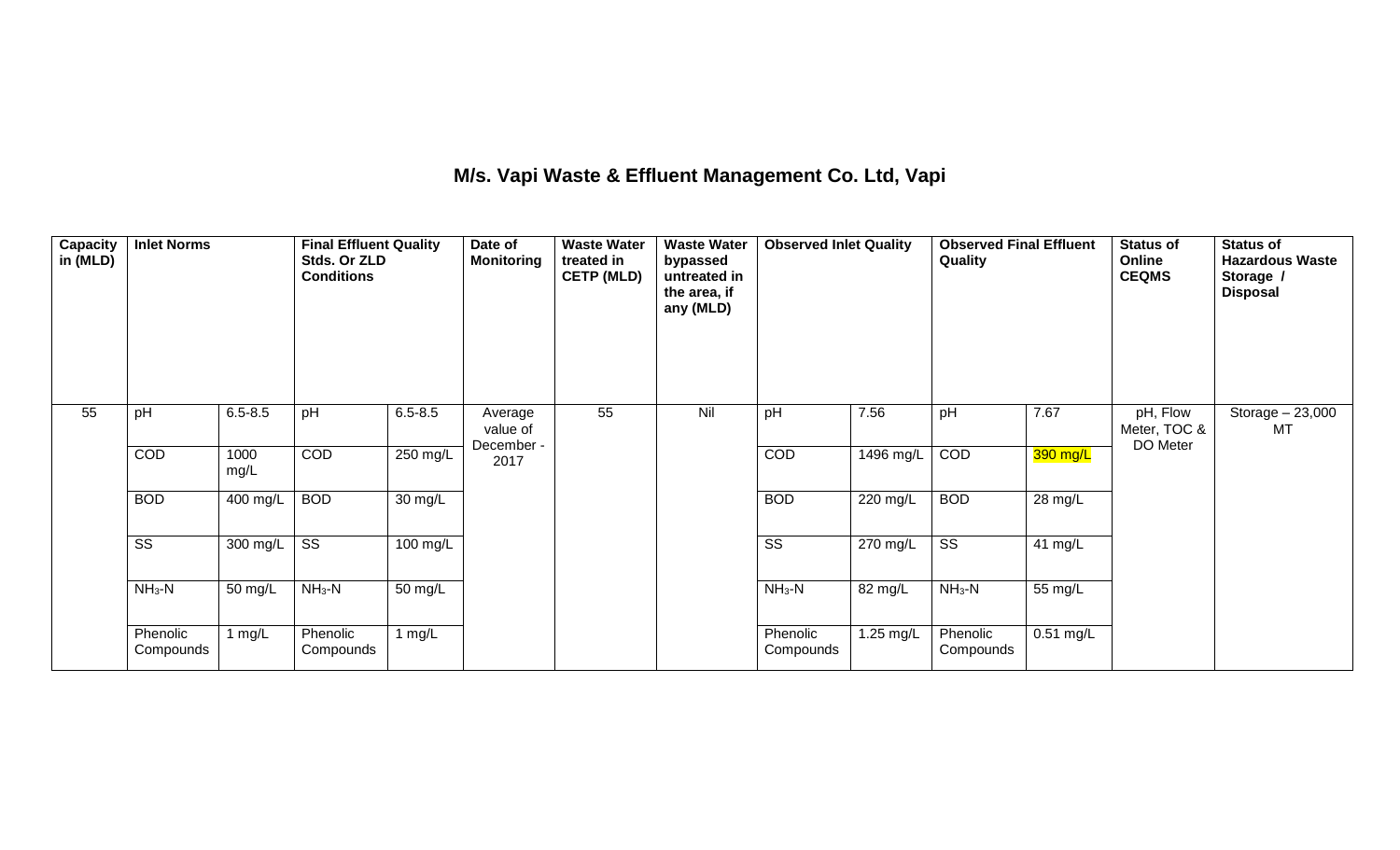## M/s. Vapi Waste & Effluent Management Co. Ltd, Vapi

| Capacity in (MLD) | Inlet Norms | | Final Effluent Quality Stds. Or ZLD Conditions | | Date of Monitoring | Waste Water treated in CETP (MLD) | Waste Water bypassed untreated in the area, if any (MLD) | Observed Inlet Quality | | Observed Final Effluent Quality | | Status of Online CEQMS | Status of Hazardous Waste Storage / Disposal |
|---|---|---|---|---|---|---|---|---|---|---|---|---|---|
| 55 | pH | 6.5-8.5 | pH | 6.5-8.5 | Average value of December - 2017 | 55 | Nil | pH | 7.56 | pH | 7.67 | pH, Flow Meter, TOC & DO Meter | Storage – 23,000 MT |
| | COD | 1000 mg/L | COD | 250 mg/L | | | | COD | 1496 mg/L | COD | 390 mg/L | | |
| | BOD | 400 mg/L | BOD | 30 mg/L | | | | BOD | 220 mg/L | BOD | 28 mg/L | | |
| | SS | 300 mg/L | SS | 100 mg/L | | | | SS | 270 mg/L | SS | 41 mg/L | | |
| | $NH_3$-N | 50 mg/L | $NH_3$-N | 50 mg/L | | | | $NH_3$-N | 82 mg/L | $NH_3$-N | 55 mg/L | | |
| | Phenolic Compounds | 1 mg/L | Phenolic Compounds | 1 mg/L | | | | Phenolic Compounds | 1.25 mg/L | Phenolic Compounds | 0.51 mg/L | | |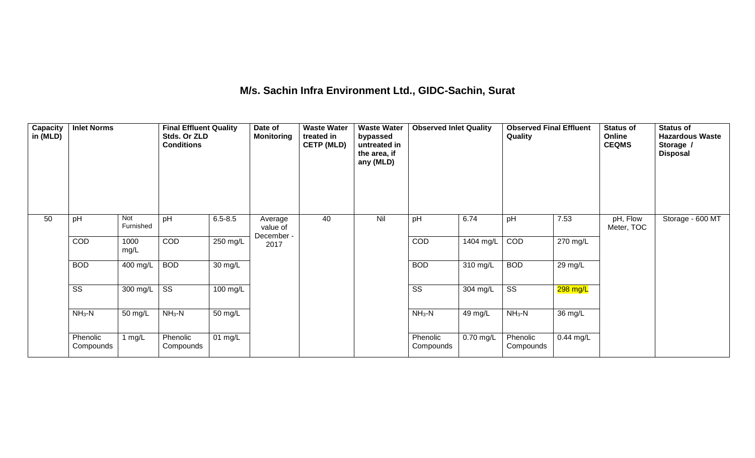# M/s. Sachin Infra Environment Ltd., GIDC-Sachin, Surat

| Capacity in (MLD) | Inlet Norms | | Final Effluent Quality Stds. Or ZLD Conditions | | Date of Monitoring | Waste Water treated in CETP (MLD) | Waste Water bypassed untreated in the area, if any (MLD) | Observed Inlet Quality | | Observed Final Effluent Quality | | Status of Online CEQMS | Status of Hazardous Waste Storage / Disposal |
|---|---|---|---|---|---|---|---|---|---|---|---|---|---|
| 50 | pH | Not Furnished | pH | 6.5-8.5 | Average value of December - 2017 | 40 | Nil | pH | 6.74 | pH | 7.53 | pH, Flow Meter, TOC | Storage - 600 MT |
| | COD | 1000 mg/L | COD | 250 mg/L | | | | COD | 1404 mg/L | COD | 270 mg/L | | |
| | BOD | 400 mg/L | BOD | 30 mg/L | | | | BOD | 310 mg/L | BOD | 29 mg/L | | |
| | SS | 300 mg/L | SS | 100 mg/L | | | | SS | 304 mg/L | SS | 298 mg/L | | |
| | $NH_3$-N | 50 mg/L | $NH_3$-N | 50 mg/L | | | | $NH_3$-N | 49 mg/L | $NH_3$-N | 36 mg/L | | |
| | Phenolic Compounds | 1 mg/L | Phenolic Compounds | 01 mg/L | | | | Phenolic Compounds | 0.70 mg/L | Phenolic Compounds | 0.44 mg/L | | |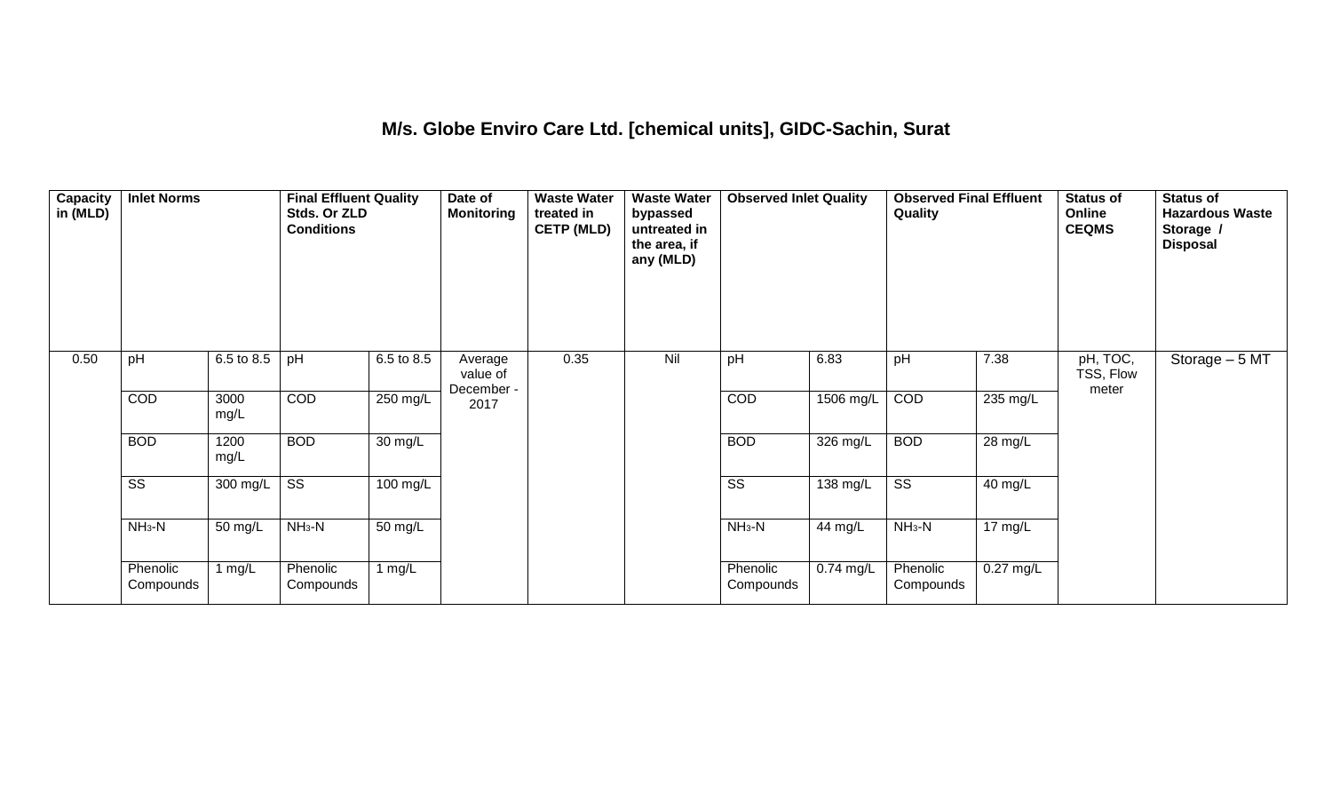## M/s. Globe Enviro Care Ltd. [chemical units], GIDC-Sachin, Surat

| Capacity in (MLD) | Inlet Norms | | Final Effluent Quality Stds. Or ZLD Conditions | | Date of Monitoring | Waste Water treated in CETP (MLD) | Waste Water bypassed untreated in the area, if any (MLD) | Observed Inlet Quality | | Observed Final Effluent Quality | | Status of Online CEQMS | Status of Hazardous Waste Storage / Disposal |
|---|---|---|---|---|---|---|---|---|---|---|---|---|---|
| 0.50 | pH | 6.5 to 8.5 | pH | 6.5 to 8.5 | Average value of December - 2017 | 0.35 | Nil | pH | 6.83 | pH | 7.38 | pH, TOC, TSS, Flow meter | Storage – 5 MT |
| | COD | 3000 mg/L | COD | 250 mg/L | | | | COD | 1506 mg/L | COD | 235 mg/L | | |
| | BOD | 1200 mg/L | BOD | 30 mg/L | | | | BOD | 326 mg/L | BOD | 28 mg/L | | |
| | SS | 300 mg/L | SS | 100 mg/L | | | | SS | 138 mg/L | SS | 40 mg/L | | |
| | $NH_3$-N | 50 mg/L | $NH_3$-N | 50 mg/L | | | | $NH_3$-N | 44 mg/L | $NH_3$-N | 17 mg/L | | |
| | Phenolic Compounds | 1 mg/L | Phenolic Compounds | 1 mg/L | | | | Phenolic Compounds | 0.74 mg/L | Phenolic Compounds | 0.27 mg/L | | |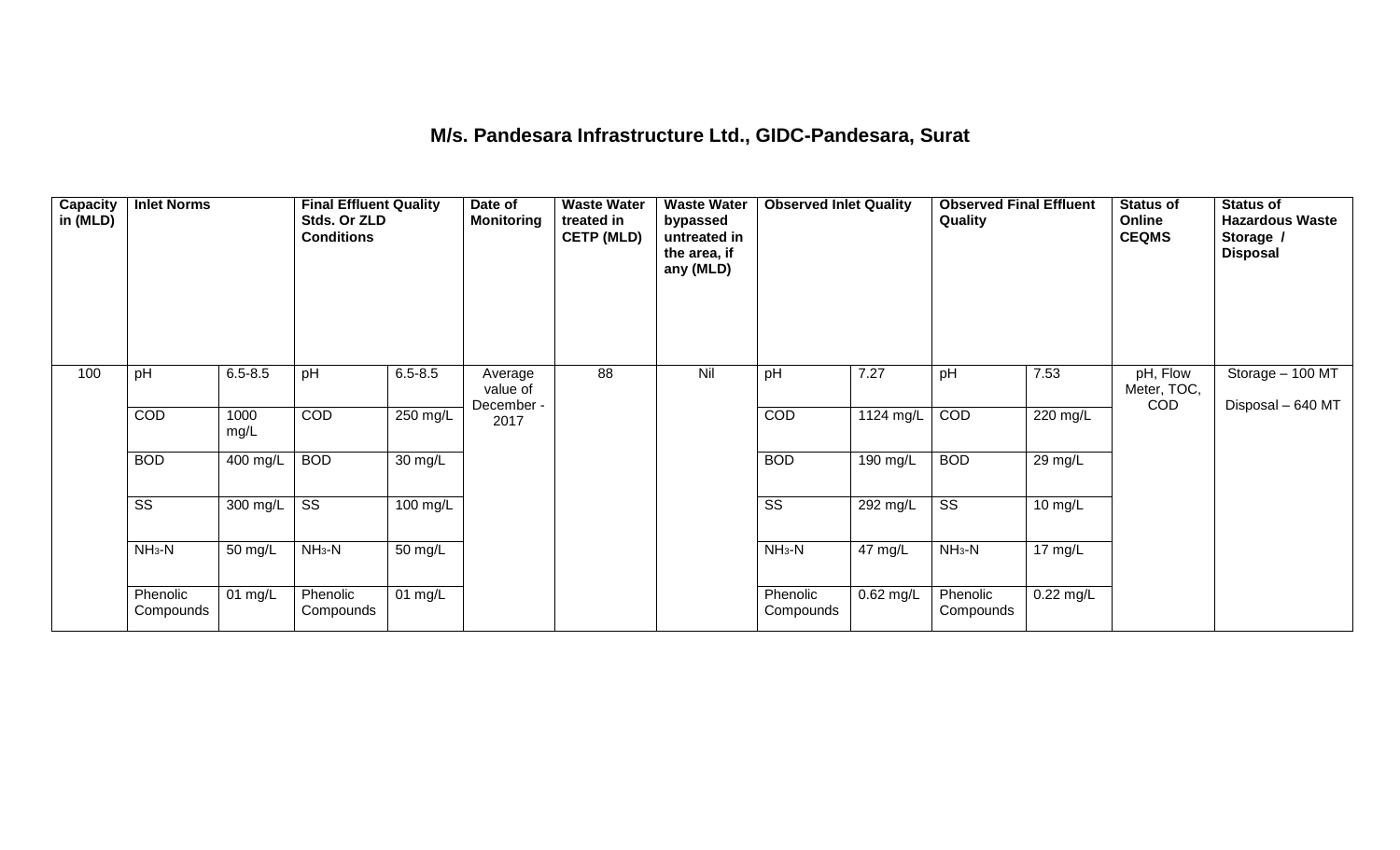# M/s. Pandesara Infrastructure Ltd., GIDC-Pandesara, Surat

| Capacity in (MLD) | Inlet Norms | | Final Effluent Quality Stds. Or ZLD Conditions | | Date of Monitoring | Waste Water treated in CETP (MLD) | Waste Water bypassed untreated in the area, if any (MLD) | Observed Inlet Quality | | Observed Final Effluent Quality | | Status of Online CEQMS | Status of Hazardous Waste Storage / Disposal |
|---|---|---|---|---|---|---|---|---|---|---|---|---|---|
| 100 | pH | 6.5-8.5 | pH | 6.5-8.5 | Average value of December - 2017 | 88 | Nil | pH | 7.27 | pH | 7.53 | pH, Flow Meter, TOC, COD | Storage – 100 MT<br>Disposal – 640 MT |
| | COD | 1000 mg/L | COD | 250 mg/L | | | | COD | 1124 mg/L | COD | 220 mg/L | | |
| | BOD | 400 mg/L | BOD | 30 mg/L | | | | BOD | 190 mg/L | BOD | 29 mg/L | | |
| | SS | 300 mg/L | SS | 100 mg/L | | | | SS | 292 mg/L | SS | 10 mg/L | | |
| | $NH_3$-N | 50 mg/L | $NH_3$-N | 50 mg/L | | | | $NH_3$-N | 47 mg/L | $NH_3$-N | 17 mg/L | | |
| | Phenolic Compounds | 01 mg/L | Phenolic Compounds | 01 mg/L | | | | Phenolic Compounds | 0.62 mg/L | Phenolic Compounds | 0.22 mg/L | | |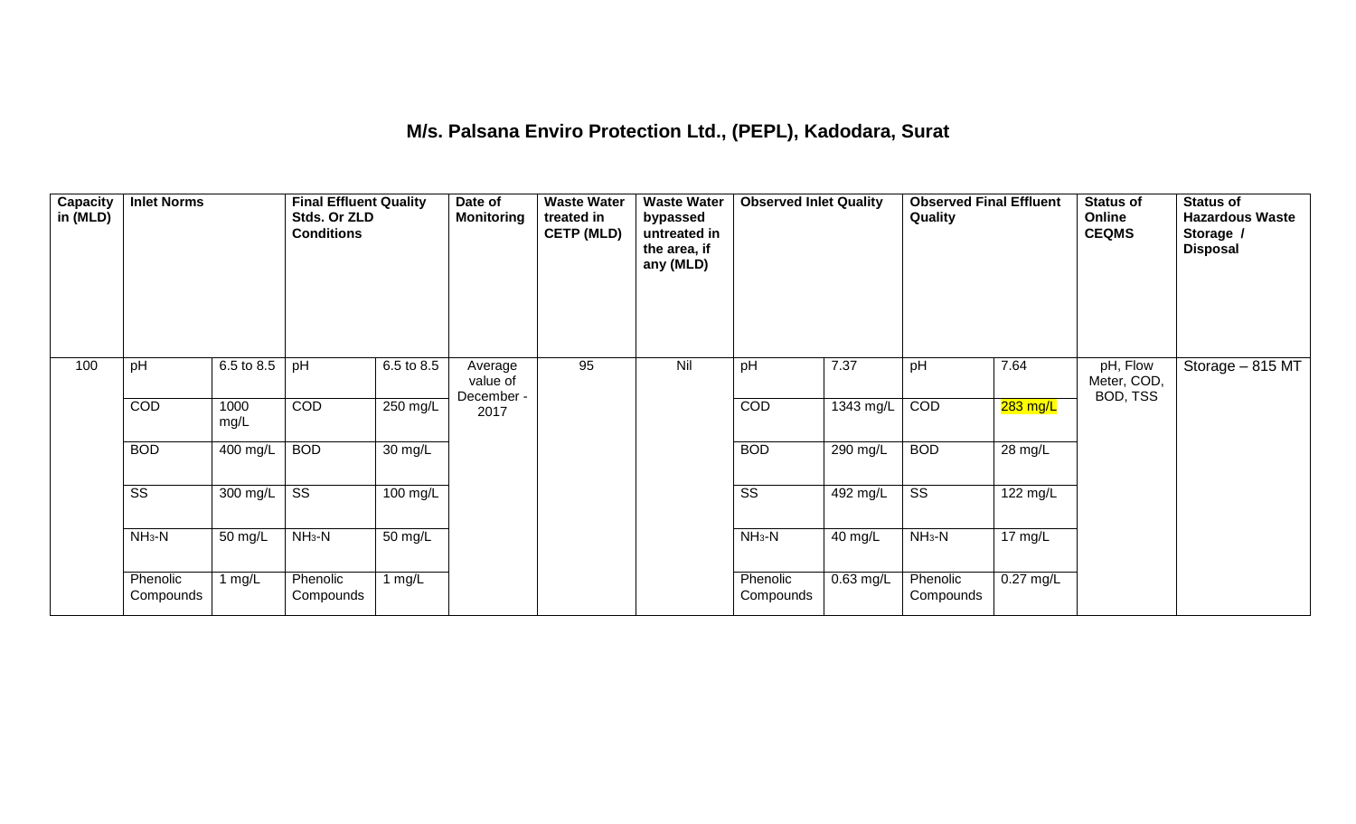## M/s. Palsana Enviro Protection Ltd., (PEPL), Kadodara, Surat

| Capacity in (MLD) | Inlet Norms | | Final Effluent Quality Stds. Or ZLD Conditions | | Date of Monitoring | Waste Water treated in CETP (MLD) | Waste Water bypassed untreated in the area, if any (MLD) | Observed Inlet Quality | | Observed Final Effluent Quality | | Status of Online CEQMS | Status of Hazardous Waste Storage / Disposal |
|---|---|---|---|---|---|---|---|---|---|---|---|---|---|
| 100 | pH | 6.5 to 8.5 | pH | 6.5 to 8.5 | Average value of December - 2017 | 95 | Nil | pH | 7.37 | pH | 7.64 | pH, Flow Meter, COD, BOD, TSS | Storage – 815 MT |
| | COD | 1000 mg/L | COD | 250 mg/L | | | | COD | 1343 mg/L | COD | 283 mg/L | | |
| | BOD | 400 mg/L | BOD | 30 mg/L | | | | BOD | 290 mg/L | BOD | 28 mg/L | | |
| | SS | 300 mg/L | SS | 100 mg/L | | | | SS | 492 mg/L | SS | 122 mg/L | | |
| | $NH_3$-N | 50 mg/L | $NH_3$-N | 50 mg/L | | | | $NH_3$-N | 40 mg/L | $NH_3$-N | 17 mg/L | | |
| | Phenolic Compounds | 1 mg/L | Phenolic Compounds | 1 mg/L | | | | Phenolic Compounds | 0.63 mg/L | Phenolic Compounds | 0.27 mg/L | | |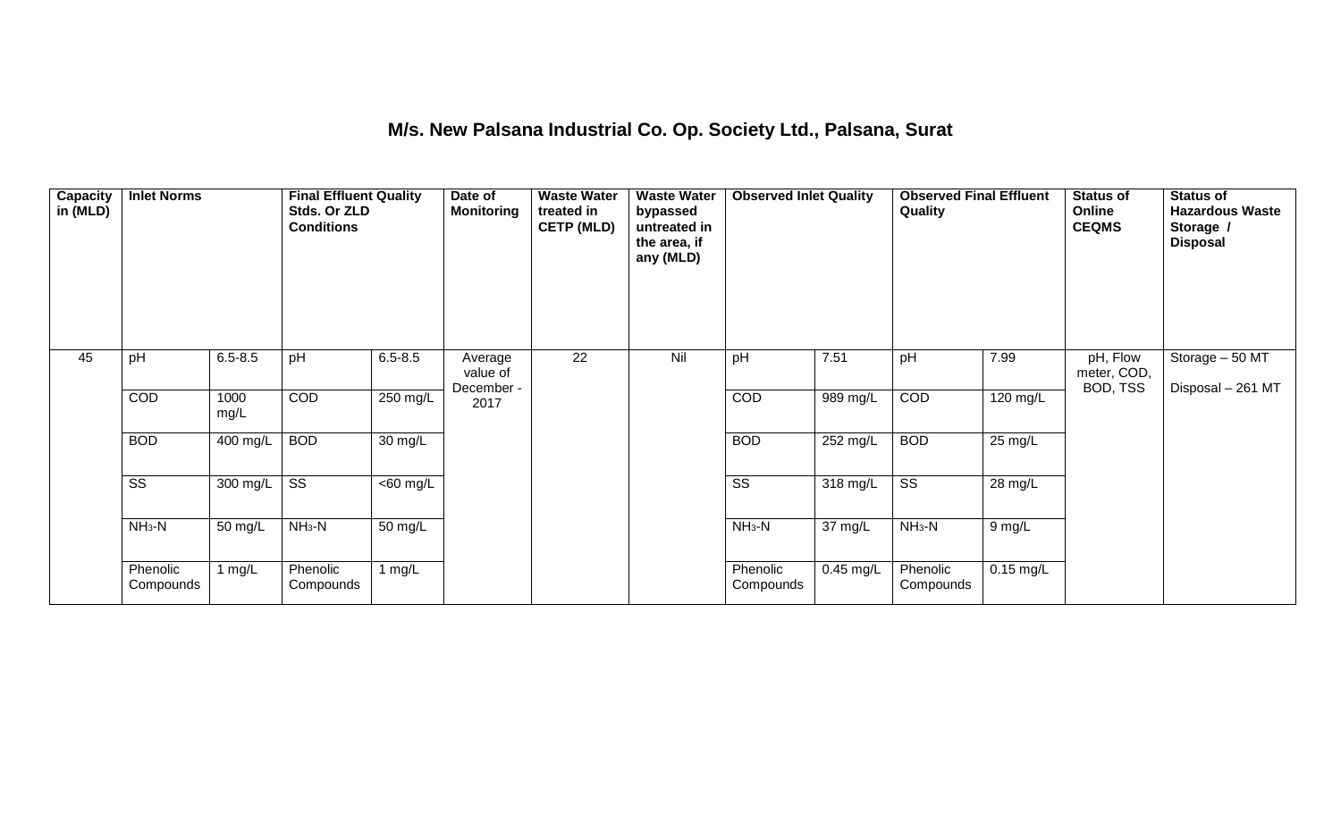# M/s. New Palsana Industrial Co. Op. Society Ltd., Palsana, Surat

| Capacity in (MLD) | Inlet Norms | | Final Effluent Quality Stds. Or ZLD Conditions | | Date of Monitoring | Waste Water treated in CETP (MLD) | Waste Water bypassed untreated in the area, if any (MLD) | Observed Inlet Quality | | Observed Final Effluent Quality | | Status of Online CEQMS | Status of Hazardous Waste Storage / Disposal |
|---|---|---|---|---|---|---|---|---|---|---|---|---|---|
| 45 | pH | 6.5-8.5 | pH | 6.5-8.5 | Average value of December - 2017 | 22 | Nil | pH | 7.51 | pH | 7.99 | pH, Flow meter, COD, BOD, TSS | Storage – 50 MT Disposal – 261 MT |
| | COD | 1000 mg/L | COD | 250 mg/L | | | | COD | 989 mg/L | COD | 120 mg/L | | |
| | BOD | 400 mg/L | BOD | 30 mg/L | | | | BOD | 252 mg/L | BOD | 25 mg/L | | |
| | SS | 300 mg/L | SS | <60 mg/L | | | | SS | 318 mg/L | SS | 28 mg/L | | |
| | $NH_3$-N | 50 mg/L | $NH_3$-N | 50 mg/L | | | | $NH_3$-N | 37 mg/L | $NH_3$-N | 9 mg/L | | |
| | Phenolic Compounds | 1 mg/L | Phenolic Compounds | 1 mg/L | | | | Phenolic Compounds | 0.45 mg/L | Phenolic Compounds | 0.15 mg/L | | |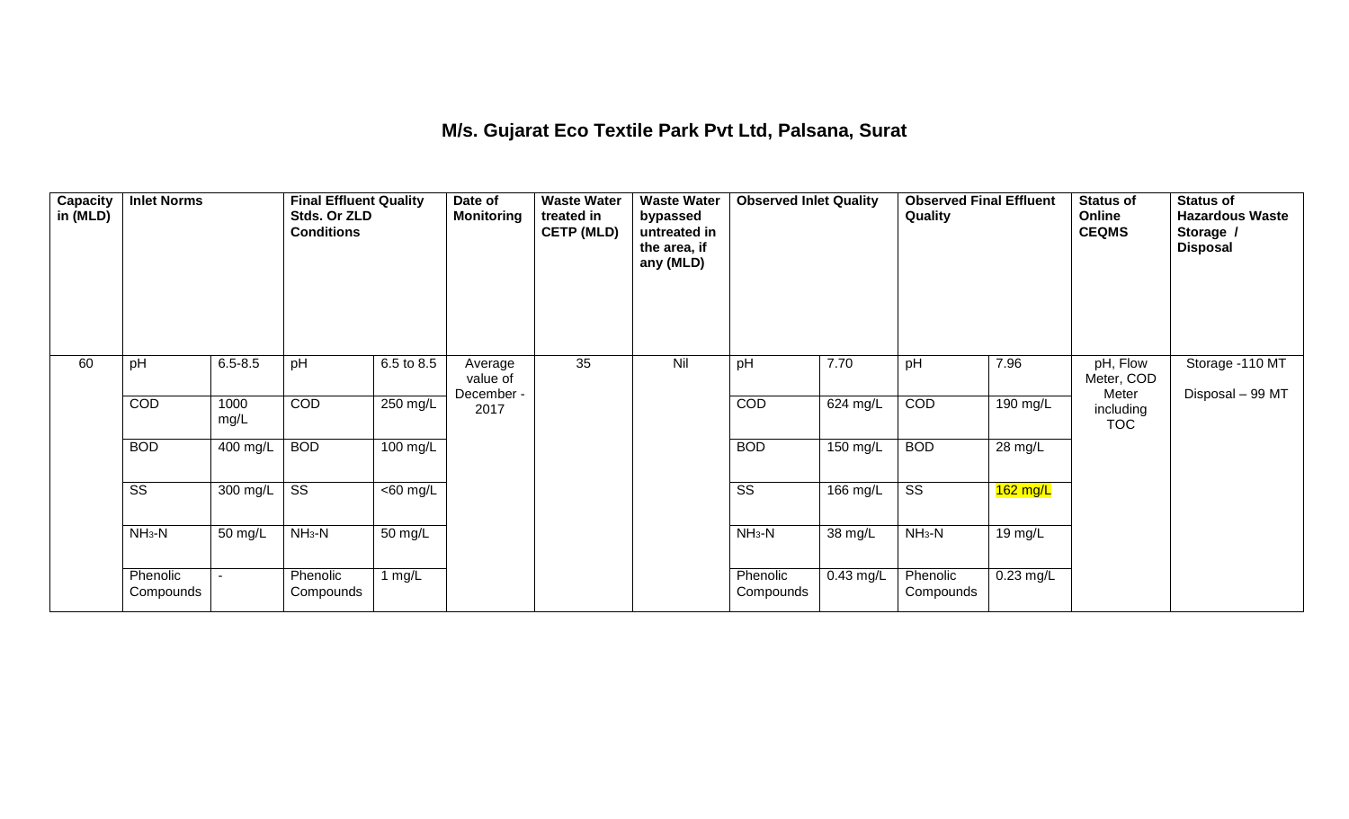## M/s. Gujarat Eco Textile Park Pvt Ltd, Palsana, Surat

| Capacity in (MLD) | Inlet Norms | | Final Effluent Quality Stds. Or ZLD Conditions | | Date of Monitoring | Waste Water treated in CETP (MLD) | Waste Water bypassed untreated in the area, if any (MLD) | Observed Inlet Quality | | Observed Final Effluent Quality | | Status of Online CEQMS | Status of Hazardous Waste Storage / Disposal |
|---|---|---|---|---|---|---|---|---|---|---|---|---|---|
| 60 | pH | 6.5-8.5 | pH | 6.5 to 8.5 | Average value of December - 2017 | 35 | Nil | pH | 7.70 | pH | 7.96 | pH, Flow Meter, COD Meter including TOC | Storage -110 MT<br>Disposal – 99 MT |
| | COD | 1000 mg/L | COD | 250 mg/L | | | | COD | 624 mg/L | COD | 190 mg/L | | |
| | BOD | 400 mg/L | BOD | 100 mg/L | | | | BOD | 150 mg/L | BOD | 28 mg/L | | |
| | SS | 300 mg/L | SS | <60 mg/L | | | | SS | 166 mg/L | SS | 162 mg/L | | |
| | $NH_3$-N | 50 mg/L | $NH_3$-N | 50 mg/L | | | | $NH_3$-N | 38 mg/L | $NH_3$-N | 19 mg/L | | |
| | Phenolic Compounds | - | Phenolic Compounds | 1 mg/L | | | | Phenolic Compounds | 0.43 mg/L | Phenolic Compounds | 0.23 mg/L | | |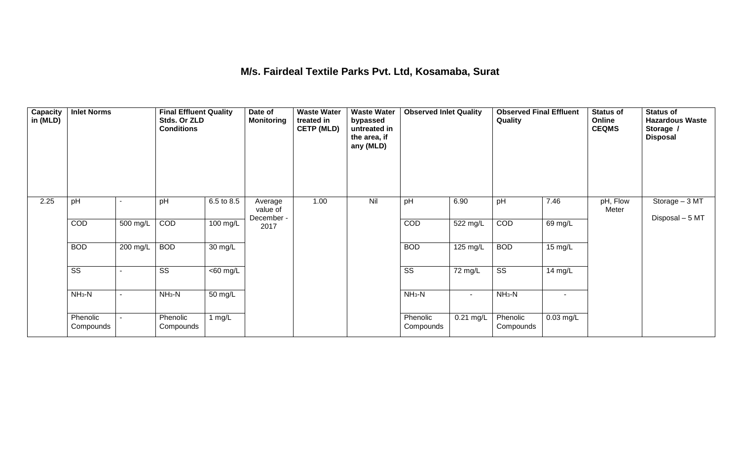# M/s. Fairdeal Textile Parks Pvt. Ltd, Kosamaba, Surat

| Capacity in (MLD) | Inlet Norms | | Final Effluent Quality Stds. Or ZLD Conditions | | Date of Monitoring | Waste Water treated in CETP (MLD) | Waste Water bypassed untreated in the area, if any (MLD) | Observed Inlet Quality | | Observed Final Effluent Quality | | Status of Online CEQMS | Status of Hazardous Waste Storage / Disposal |
|---|---|---|---|---|---|---|---|---|---|---|---|---|---|
| 2.25 | pH | - | pH | 6.5 to 8.5 | Average value of December - 2017 | 1.00 | Nil | pH | 6.90 | pH | 7.46 | pH, Flow Meter | Storage – 3 MT Disposal – 5 MT |
| | COD | 500 mg/L | COD | 100 mg/L | | | | COD | 522 mg/L | COD | 69 mg/L | | |
| | BOD | 200 mg/L | BOD | 30 mg/L | | | | BOD | 125 mg/L | BOD | 15 mg/L | | |
| | SS | - | SS | <60 mg/L | | | | SS | 72 mg/L | SS | 14 mg/L | | |
| | $NH_3$-N | - | $NH_3$-N | 50 mg/L | | | | $NH_3$-N | - | $NH_3$-N | - | | |
| | Phenolic Compounds | - | Phenolic Compounds | 1 mg/L | | | | Phenolic Compounds | 0.21 mg/L | Phenolic Compounds | 0.03 mg/L | | |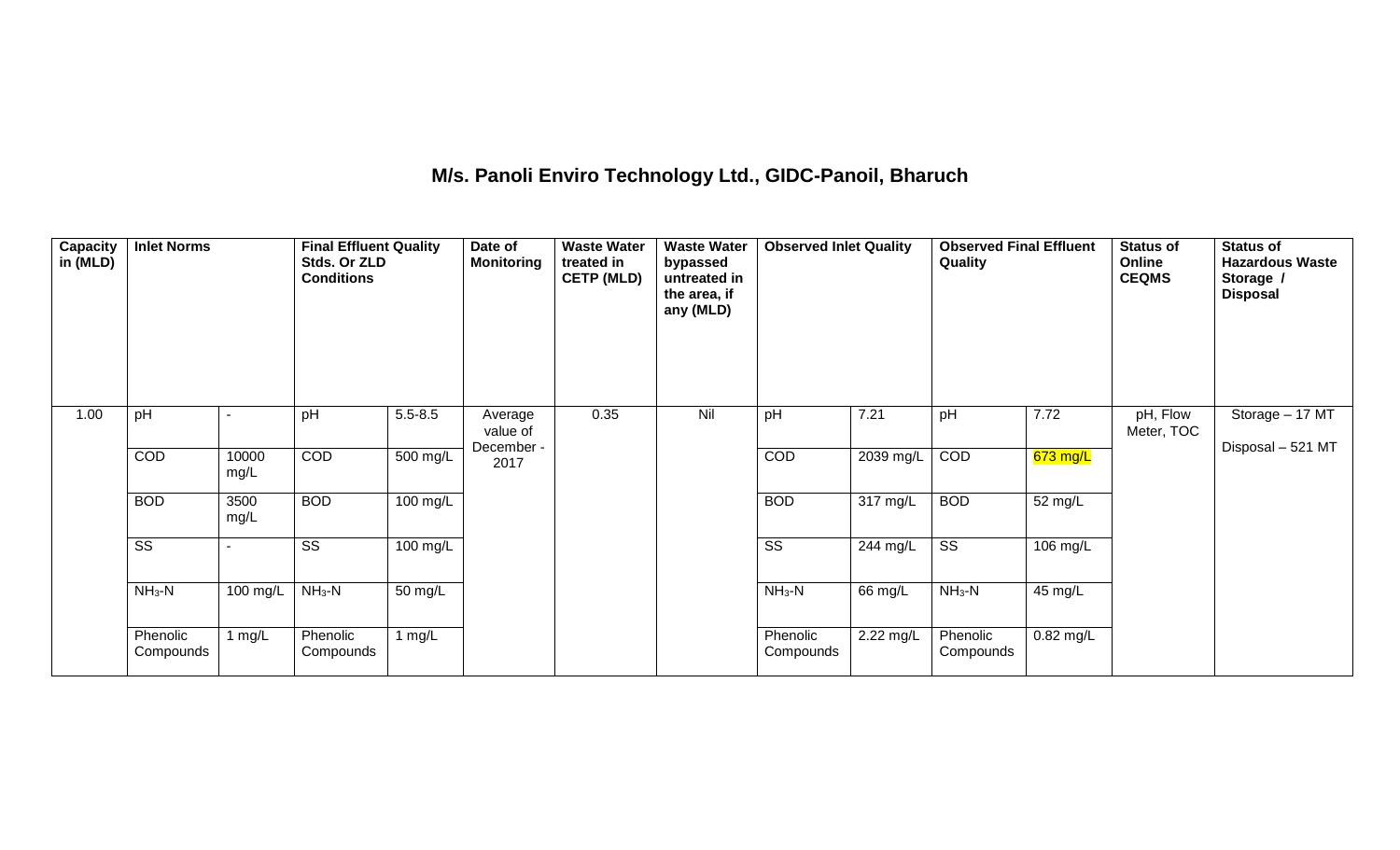# M/s. Panoli Enviro Technology Ltd., GIDC-Panoil, Bharuch

| Capacity in (MLD) | Inlet Norms | | Final Effluent Quality Stds. Or ZLD Conditions | | Date of Monitoring | Waste Water treated in CETP (MLD) | Waste Water bypassed untreated in the area, if any (MLD) | Observed Inlet Quality | | Observed Final Effluent Quality | | Status of Online CEQMS | Status of Hazardous Waste Storage / Disposal |
|---|---|---|---|---|---|---|---|---|---|---|---|---|---|
| 1.00 | pH | - | pH | 5.5-8.5 | Average value of December - 2017 | 0.35 | Nil | pH | 7.21 | pH | 7.72 | pH, Flow Meter, TOC | Storage – 17 MT<br>Disposal – 521 MT |
| | COD | 10000 mg/L | COD | 500 mg/L | | | | COD | 2039 mg/L | COD | 673 mg/L | | |
| | BOD | 3500 mg/L | BOD | 100 mg/L | | | | BOD | 317 mg/L | BOD | 52 mg/L | | |
| | SS | - | SS | 100 mg/L | | | | SS | 244 mg/L | SS | 106 mg/L | | |
| | $NH_3$-N | 100 mg/L | $NH_3$-N | 50 mg/L | | | | $NH_3$-N | 66 mg/L | $NH_3$-N | 45 mg/L | | |
| | Phenolic Compounds | 1 mg/L | Phenolic Compounds | 1 mg/L | | | | Phenolic Compounds | 2.22 mg/L | Phenolic Compounds | 0.82 mg/L | | |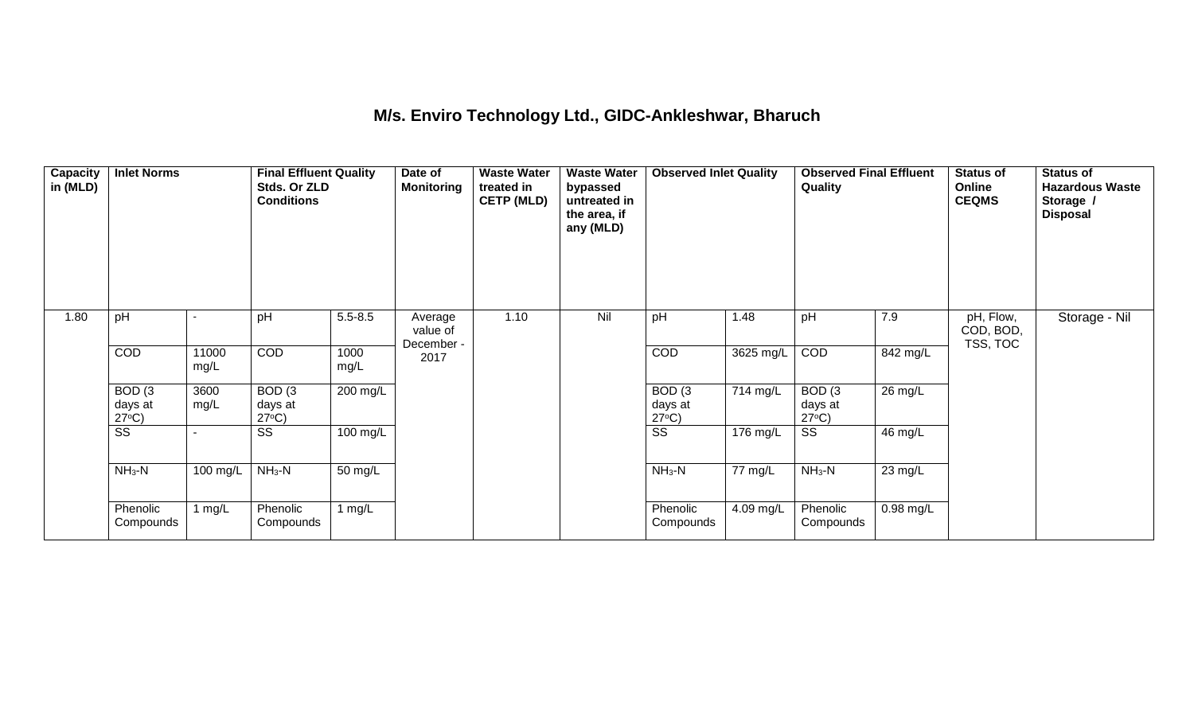# M/s. Enviro Technology Ltd., GIDC-Ankleshwar, Bharuch

| Capacity in (MLD) | Inlet Norms | | Final Effluent Quality Stds. Or ZLD Conditions | | Date of Monitoring | Waste Water treated in CETP (MLD) | Waste Water bypassed untreated in the area, if any (MLD) | Observed Inlet Quality | | Observed Final Effluent Quality | | Status of Online CEQMS | Status of Hazardous Waste Storage / Disposal |
|---|---|---|---|---|---|---|---|---|---|---|---|---|---|
| 1.80 | pH | - | pH | 5.5-8.5 | Average value of December - 2017 | 1.10 | Nil | pH | 1.48 | pH | 7.9 | pH, Flow, COD, BOD, TSS, TOC | Storage - Nil |
| | COD | 11000 mg/L | COD | 1000 mg/L | | | | COD | 3625 mg/L | COD | 842 mg/L | | |
| | BOD (3 days at 27°C) | 3600 mg/L | BOD (3 days at 27°C) | 200 mg/L | | | | BOD (3 days at 27°C) | 714 mg/L | BOD (3 days at 27°C) | 26 mg/L | | |
| | SS | - | SS | 100 mg/L | | | | SS | 176 mg/L | SS | 46 mg/L | | |
| | $NH_3$-N | 100 mg/L | $NH_3$-N | 50 mg/L | | | | $NH_3$-N | 77 mg/L | $NH_3$-N | 23 mg/L | | |
| | Phenolic Compounds | 1 mg/L | Phenolic Compounds | 1 mg/L | | | | Phenolic Compounds | 4.09 mg/L | Phenolic Compounds | 0.98 mg/L | | |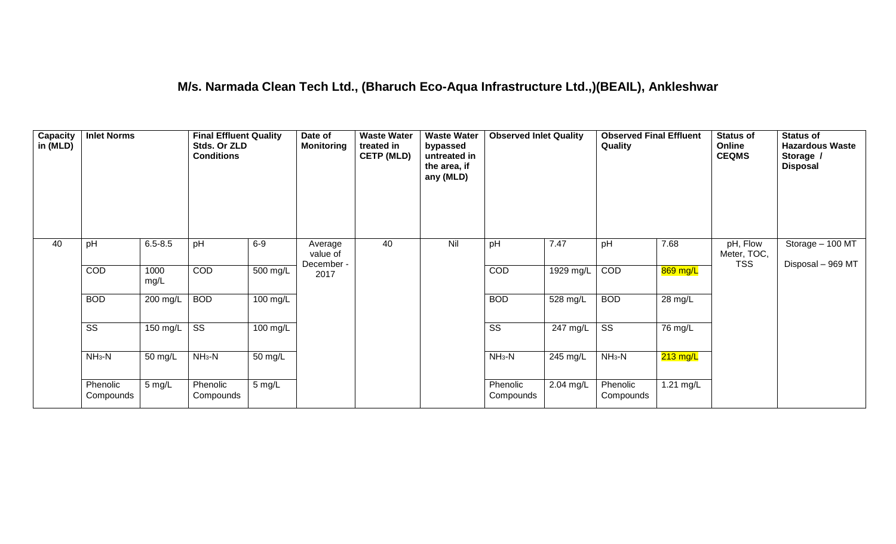# M/s. Narmada Clean Tech Ltd., (Bharuch Eco-Aqua Infrastructure Ltd.,)(BEAIL), Ankleshwar

| Capacity in (MLD) | Inlet Norms | | Final Effluent Quality Stds. Or ZLD Conditions | | Date of Monitoring | Waste Water treated in CETP (MLD) | Waste Water bypassed untreated in the area, if any (MLD) | Observed Inlet Quality | | Observed Final Effluent Quality | | Status of Online CEQMS | Status of Hazardous Waste Storage / Disposal |
|---|---|---|---|---|---|---|---|---|---|---|---|---|---|
| 40 | pH | 6.5-8.5 | pH | 6-9 | Average value of December - 2017 | 40 | Nil | pH | 7.47 | pH | 7.68 | pH, Flow Meter, TOC, TSS | Storage – 100 MT<br>Disposal – 969 MT |
| | COD | 1000 mg/L | COD | 500 mg/L | | | | COD | 1929 mg/L | COD | 869 mg/L | | |
| | BOD | 200 mg/L | BOD | 100 mg/L | | | | BOD | 528 mg/L | BOD | 28 mg/L | | |
| | SS | 150 mg/L | SS | 100 mg/L | | | | SS | 247 mg/L | SS | 76 mg/L | | |
| | $NH_3$-N | 50 mg/L | $NH_3$-N | 50 mg/L | | | | $NH_3$-N | 245 mg/L | $NH_3$-N | 213 mg/L | | |
| | Phenolic Compounds | 5 mg/L | Phenolic Compounds | 5 mg/L | | | | Phenolic Compounds | 2.04 mg/L | Phenolic Compounds | 1.21 mg/L | | |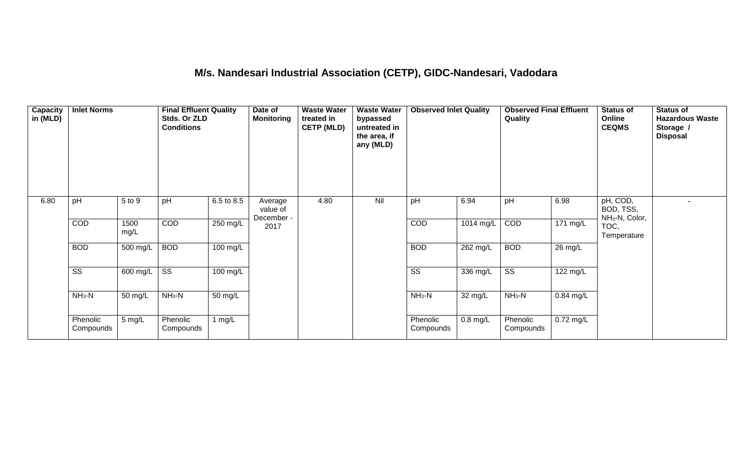# M/s. Nandesari Industrial Association (CETP), GIDC-Nandesari, Vadodara

| Capacity in (MLD) | Inlet Norms | | Final Effluent Quality Stds. Or ZLD Conditions | | Date of Monitoring | Waste Water treated in CETP (MLD) | Waste Water bypassed untreated in the area, if any (MLD) | Observed Inlet Quality | | Observed Final Effluent Quality | | Status of Online CEQMS | Status of Hazardous Waste Storage / Disposal |
|---|---|---|---|---|---|---|---|---|---|---|---|---|---|
| 6.80 | pH | 5 to 9 | pH | 6.5 to 8.5 | Average value of December - 2017 | 4.80 | Nil | pH | 6.94 | pH | 6.98 | pH, COD, BOD, TSS, $NH_3$-N, Color, TOC, Temperature | - |
| | COD | 1500 mg/L | COD | 250 mg/L | | | | COD | 1014 mg/L | COD | 171 mg/L | | |
| | BOD | 500 mg/L | BOD | 100 mg/L | | | | BOD | 262 mg/L | BOD | 26 mg/L | | |
| | SS | 600 mg/L | SS | 100 mg/L | | | | SS | 336 mg/L | SS | 122 mg/L | | |
| | $NH_3$-N | 50 mg/L | $NH_3$-N | 50 mg/L | | | | $NH_3$-N | 32 mg/L | $NH_3$-N | 0.84 mg/L | | |
| | Phenolic Compounds | 5 mg/L | Phenolic Compounds | 1 mg/L | | | | Phenolic Compounds | 0.8 mg/L | Phenolic Compounds | 0.72 mg/L | | |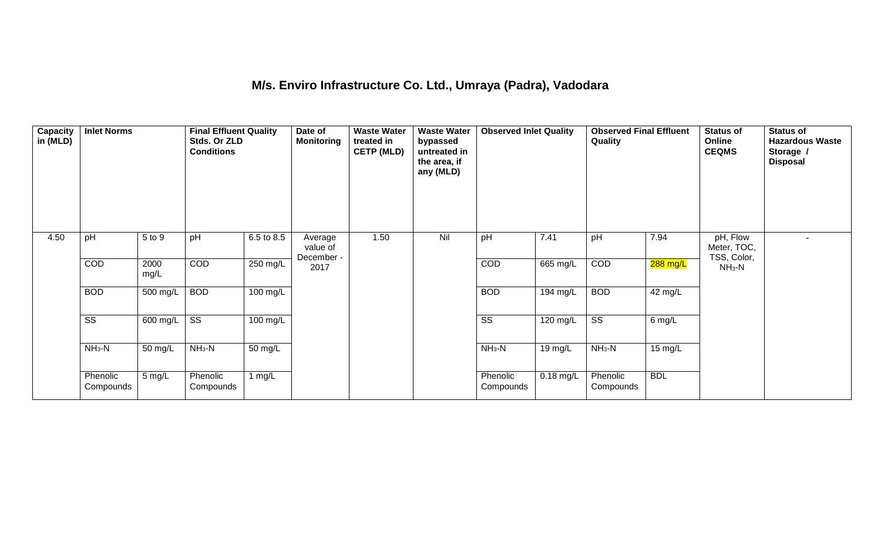## M/s. Enviro Infrastructure Co. Ltd., Umraya (Padra), Vadodara

| Capacity in (MLD) | Inlet Norms | | Final Effluent Quality Stds. Or ZLD Conditions | | Date of Monitoring | Waste Water treated in CETP (MLD) | Waste Water bypassed untreated in the area, if any (MLD) | Observed Inlet Quality | | Observed Final Effluent Quality | | Status of Online CEQMS | Status of Hazardous Waste Storage / Disposal |
|---|---|---|---|---|---|---|---|---|---|---|---|---|---|
| 4.50 | pH | 5 to 9 | pH | 6.5 to 8.5 | Average value of December - 2017 | 1.50 | Nil | pH | 7.41 | pH | 7.94 | pH, Flow Meter, TOC, TSS, Color, $NH_3$-N | - |
| | COD | 2000 mg/L | COD | 250 mg/L | | | | COD | 665 mg/L | COD | 288 mg/L | | |
| | BOD | 500 mg/L | BOD | 100 mg/L | | | | BOD | 194 mg/L | BOD | 42 mg/L | | |
| | SS | 600 mg/L | SS | 100 mg/L | | | | SS | 120 mg/L | SS | 6 mg/L | | |
| | $NH_3$-N | 50 mg/L | $NH_3$-N | 50 mg/L | | | | $NH_3$-N | 19 mg/L | $NH_3$-N | 15 mg/L | | |
| | Phenolic Compounds | 5 mg/L | Phenolic Compounds | 1 mg/L | | | | Phenolic Compounds | 0.18 mg/L | Phenolic Compounds | BDL | | |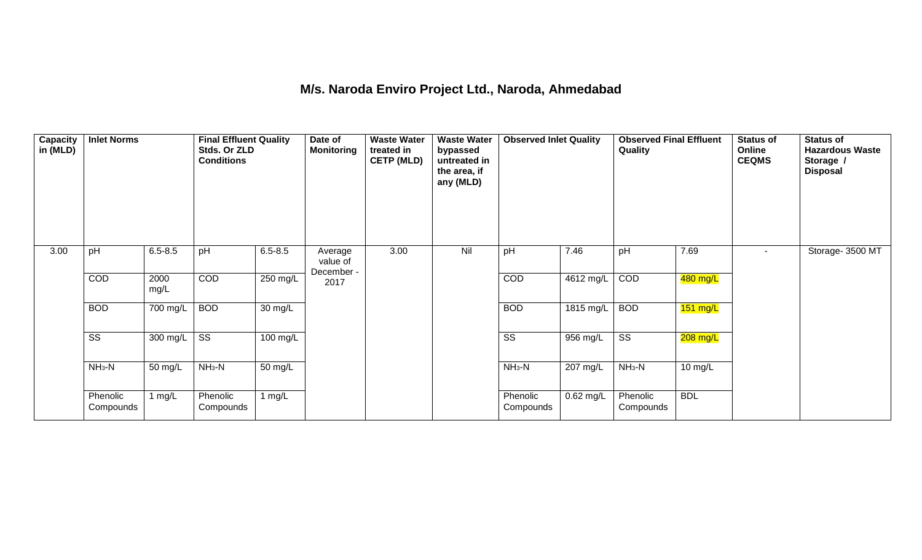# M/s. Naroda Enviro Project Ltd., Naroda, Ahmedabad

| Capacity in (MLD) | Inlet Norms | | Final Effluent Quality Stds. Or ZLD Conditions | | Date of Monitoring | Waste Water treated in CETP (MLD) | Waste Water bypassed untreated in the area, if any (MLD) | Observed Inlet Quality | | Observed Final Effluent Quality | | Status of Online CEQMS | Status of Hazardous Waste Storage / Disposal |
|---|---|---|---|---|---|---|---|---|---|---|---|---|---|
| 3.00 | pH | 6.5-8.5 | pH | 6.5-8.5 | Average value of December - 2017 | 3.00 | Nil | pH | 7.46 | pH | 7.69 | - | Storage- 3500 MT |
| | COD | 2000 mg/L | COD | 250 mg/L | | | | COD | 4612 mg/L | COD | 480 mg/L | | |
| | BOD | 700 mg/L | BOD | 30 mg/L | | | | BOD | 1815 mg/L | BOD | 151 mg/L | | |
| | SS | 300 mg/L | SS | 100 mg/L | | | | SS | 956 mg/L | SS | 208 mg/L | | |
| | $NH_3$-N | 50 mg/L | $NH_3$-N | 50 mg/L | | | | $NH_3$-N | 207 mg/L | $NH_3$-N | 10 mg/L | | |
| | Phenolic Compounds | 1 mg/L | Phenolic Compounds | 1 mg/L | | | | Phenolic Compounds | 0.62 mg/L | Phenolic Compounds | BDL | | |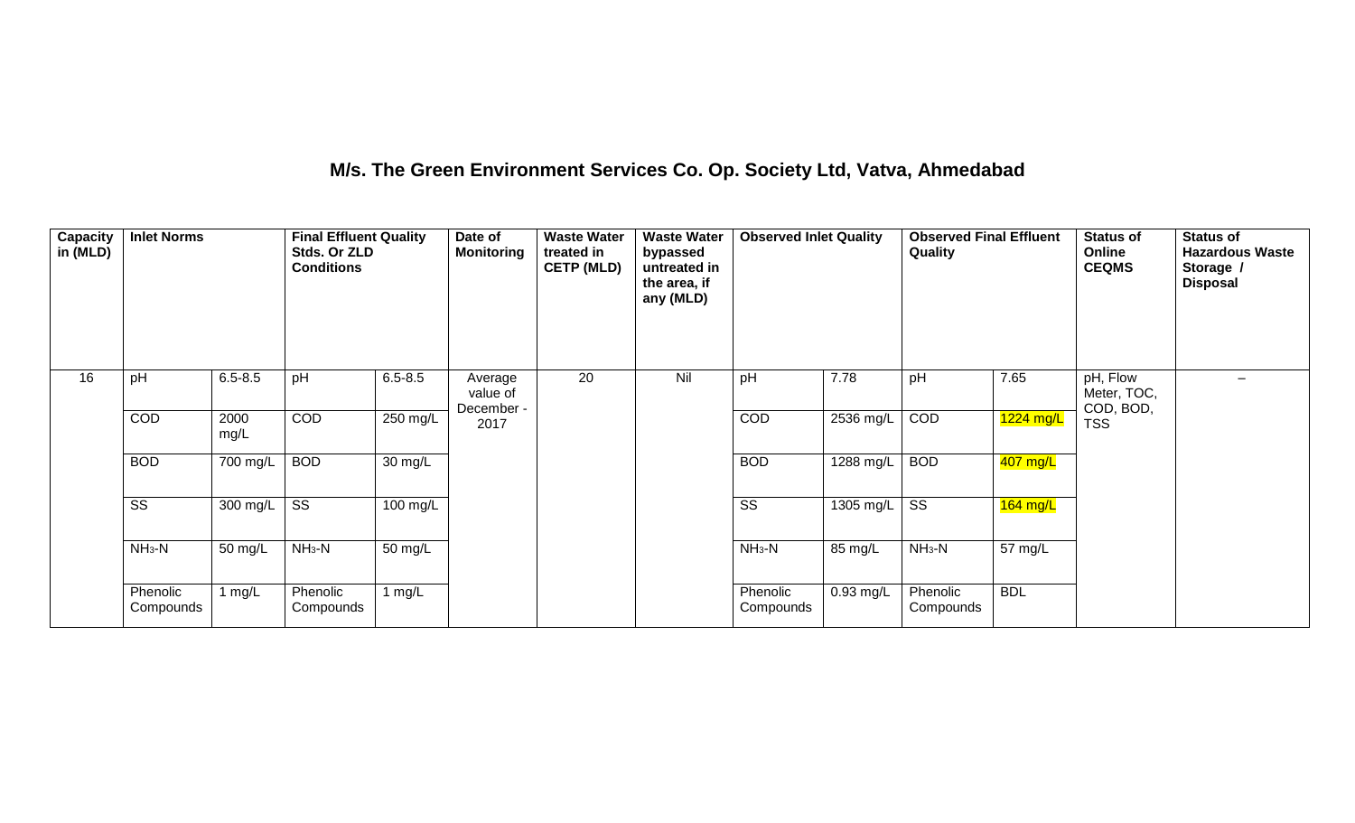# M/s. The Green Environment Services Co. Op. Society Ltd, Vatva, Ahmedabad

| Capacity in (MLD) | Inlet Norms | | Final Effluent Quality Stds. Or ZLD Conditions | | Date of Monitoring | Waste Water treated in CETP (MLD) | Waste Water bypassed untreated in the area, if any (MLD) | Observed Inlet Quality | | Observed Final Effluent Quality | | Status of Online CEQMS | Status of Hazardous Waste Storage / Disposal |
|---|---|---|---|---|---|---|---|---|---|---|---|---|---|
| 16 | pH | 6.5-8.5 | pH | 6.5-8.5 | Average value of December - 2017 | 20 | Nil | pH | 7.78 | pH | 7.65 | pH, Flow Meter, TOC, COD, BOD, TSS | – |
| | COD | 2000 mg/L | COD | 250 mg/L | | | | COD | 2536 mg/L | COD | 1224 mg/L | | |
| | BOD | 700 mg/L | BOD | 30 mg/L | | | | BOD | 1288 mg/L | BOD | 407 mg/L | | |
| | SS | 300 mg/L | SS | 100 mg/L | | | | SS | 1305 mg/L | SS | 164 mg/L | | |
| | $NH_3$-N | 50 mg/L | $NH_3$-N | 50 mg/L | | | | $NH_3$-N | 85 mg/L | $NH_3$-N | 57 mg/L | | |
| | Phenolic Compounds | 1 mg/L | Phenolic Compounds | 1 mg/L | | | | Phenolic Compounds | 0.93 mg/L | Phenolic Compounds | BDL | | |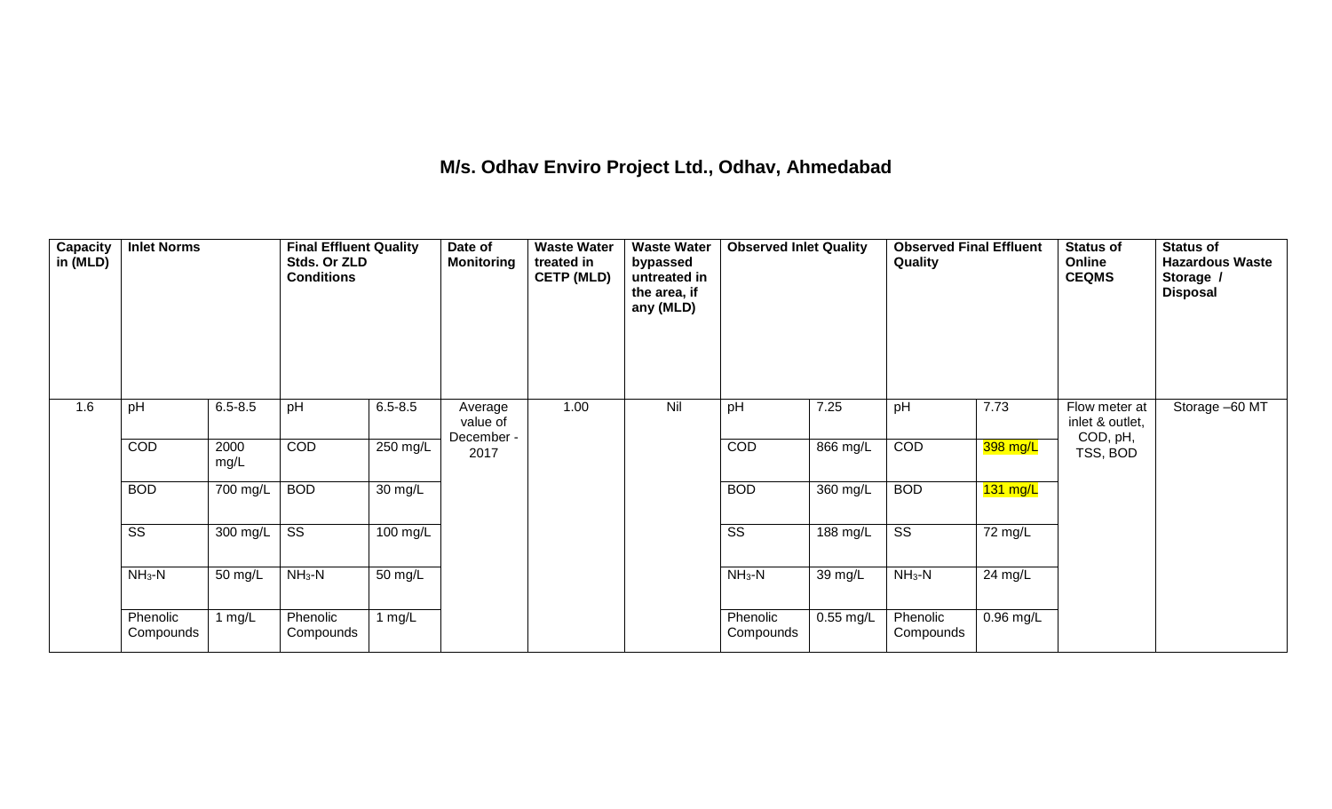## M/s. Odhav Enviro Project Ltd., Odhav, Ahmedabad

| Capacity in (MLD) | Inlet Norms | | Final Effluent Quality Stds. Or ZLD Conditions | | Date of Monitoring | Waste Water treated in CETP (MLD) | Waste Water bypassed untreated in the area, if any (MLD) | Observed Inlet Quality | | Observed Final Effluent Quality | | Status of Online CEQMS | Status of Hazardous Waste Storage / Disposal |
|---|---|---|---|---|---|---|---|---|---|---|---|---|---|
| 1.6 | pH | 6.5-8.5 | pH | 6.5-8.5 | Average value of December - 2017 | 1.00 | Nil | pH | 7.25 | pH | 7.73 | Flow meter at inlet & outlet, COD, pH, TSS, BOD | Storage –60 MT |
| | COD | 2000 mg/L | COD | 250 mg/L | | | | COD | 866 mg/L | COD | 398 mg/L | | |
| | BOD | 700 mg/L | BOD | 30 mg/L | | | | BOD | 360 mg/L | BOD | 131 mg/L | | |
| | SS | 300 mg/L | SS | 100 mg/L | | | | SS | 188 mg/L | SS | 72 mg/L | | |
| | $NH_3$-N | 50 mg/L | $NH_3$-N | 50 mg/L | | | | $NH_3$-N | 39 mg/L | $NH_3$-N | 24 mg/L | | |
| | Phenolic Compounds | 1 mg/L | Phenolic Compounds | 1 mg/L | | | | Phenolic Compounds | 0.55 mg/L | Phenolic Compounds | 0.96 mg/L | | |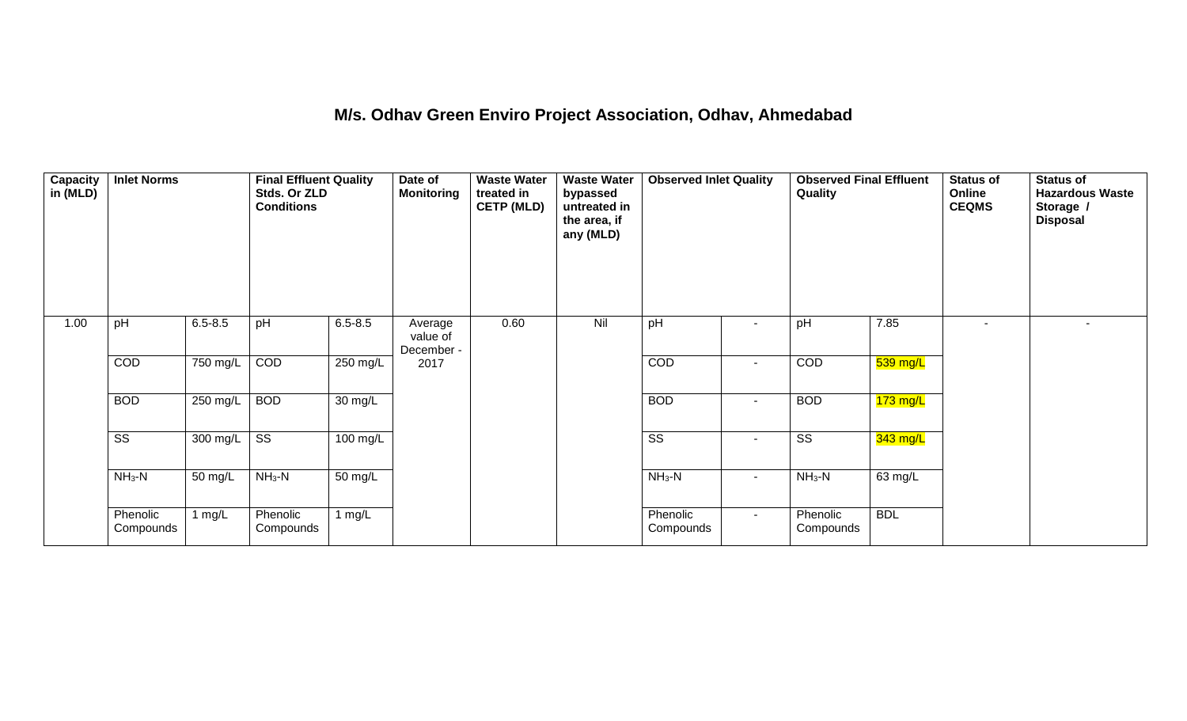# M/s. Odhav Green Enviro Project Association, Odhav, Ahmedabad

| Capacity in (MLD) | Inlet Norms | | Final Effluent Quality Stds. Or ZLD Conditions | | Date of Monitoring | Waste Water treated in CETP (MLD) | Waste Water bypassed untreated in the area, if any (MLD) | Observed Inlet Quality | | Observed Final Effluent Quality | | Status of Online CEQMS | Status of Hazardous Waste Storage / Disposal |
|---|---|---|---|---|---|---|---|---|---|---|---|---|---|
| 1.00 | pH | 6.5-8.5 | pH | 6.5-8.5 | Average value of December - 2017 | 0.60 | Nil | pH | - | pH | 7.85 | - | - |
| | COD | 750 mg/L | COD | 250 mg/L | | | | COD | - | COD | 539 mg/L | | |
| | BOD | 250 mg/L | BOD | 30 mg/L | | | | BOD | - | BOD | 173 mg/L | | |
| | SS | 300 mg/L | SS | 100 mg/L | | | | SS | - | SS | 343 mg/L | | |
| | $NH_3$-N | 50 mg/L | $NH_3$-N | 50 mg/L | | | | $NH_3$-N | - | $NH_3$-N | 63 mg/L | | |
| | Phenolic Compounds | 1 mg/L | Phenolic Compounds | 1 mg/L | | | | Phenolic Compounds | - | Phenolic Compounds | BDL | | |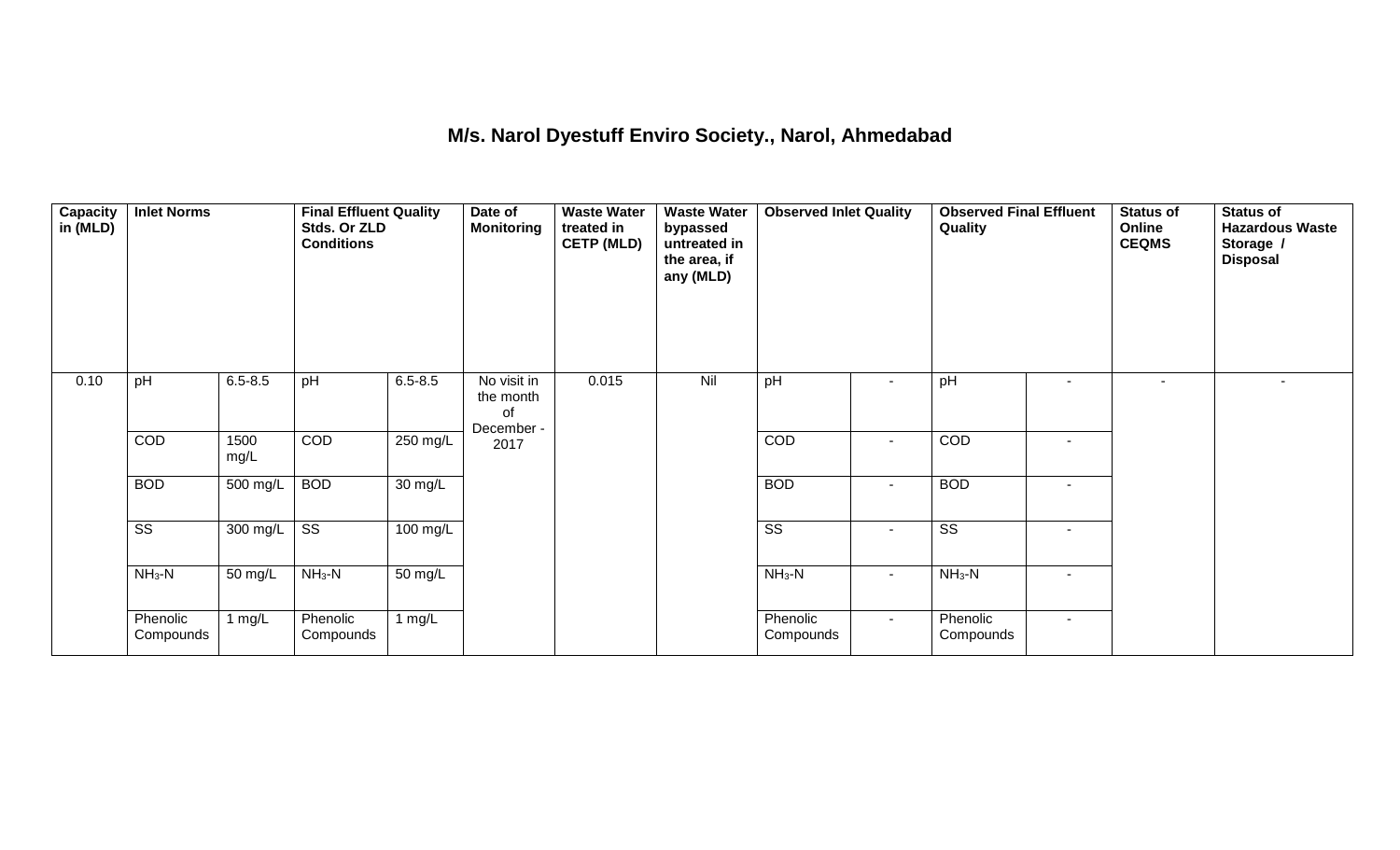# M/s. Narol Dyestuff Enviro Society., Narol, Ahmedabad

| Capacity in (MLD) | Inlet Norms | | Final Effluent Quality Stds. Or ZLD Conditions | | Date of Monitoring | Waste Water treated in CETP (MLD) | Waste Water bypassed untreated in the area, if any (MLD) | Observed Inlet Quality | | Observed Final Effluent Quality | | Status of Online CEQMS | Status of Hazardous Waste Storage / Disposal |
|---|---|---|---|---|---|---|---|---|---|---|---|---|---|
| 0.10 | pH | 6.5-8.5 | pH | 6.5-8.5 | No visit in the month of December - 2017 | 0.015 | Nil | pH | - | pH | - | - | - |
| | COD | 1500 mg/L | COD | 250 mg/L | | | | COD | - | COD | - | | |
| | BOD | 500 mg/L | BOD | 30 mg/L | | | | BOD | - | BOD | - | | |
| | SS | 300 mg/L | SS | 100 mg/L | | | | SS | - | SS | - | | |
| | $NH_3$-N | 50 mg/L | $NH_3$-N | 50 mg/L | | | | $NH_3$-N | - | $NH_3$-N | - | | |
| | Phenolic Compounds | 1 mg/L | Phenolic Compounds | 1 mg/L | | | | Phenolic Compounds | - | Phenolic Compounds | - | | |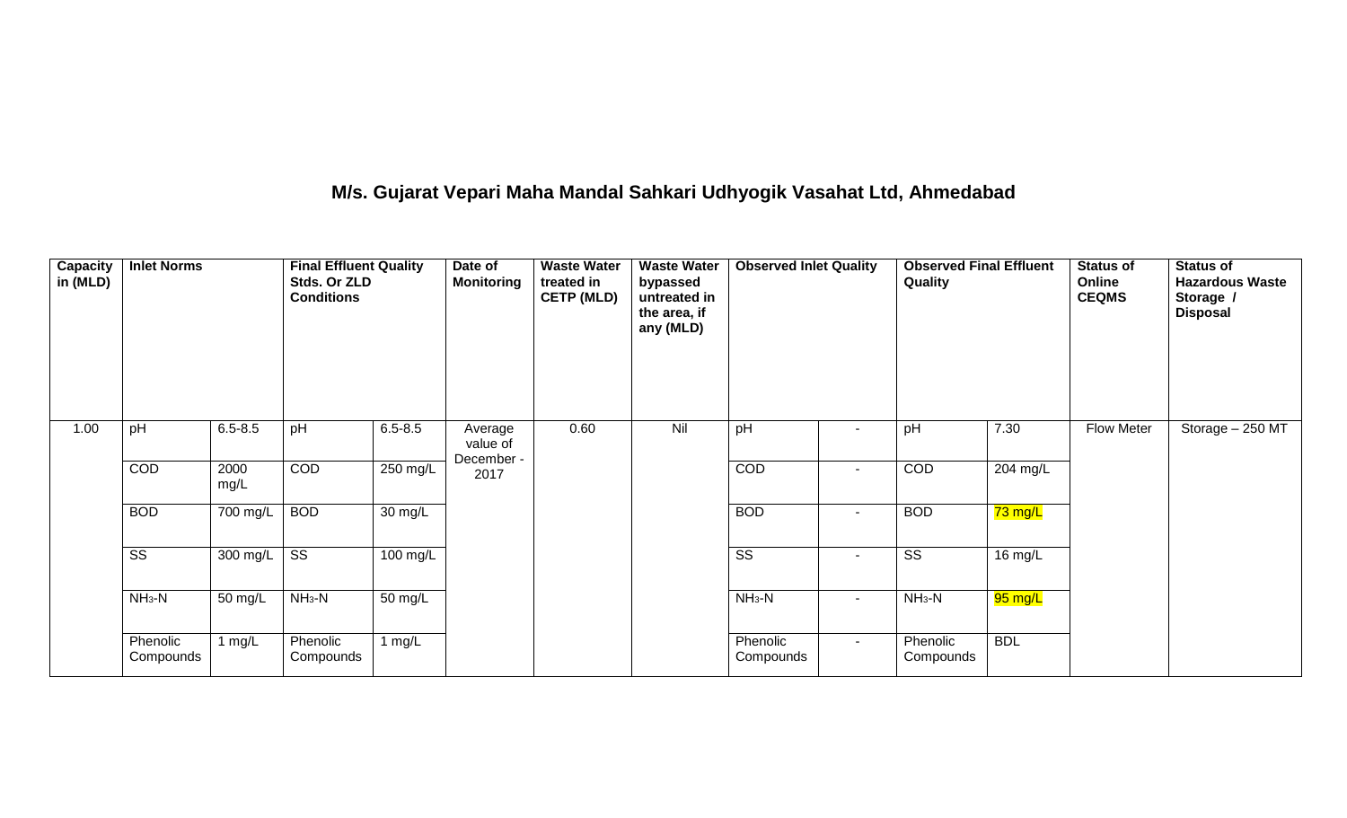# M/s. Gujarat Vepari Maha Mandal Sahkari Udhyogik Vasahat Ltd, Ahmedabad

| Capacity in (MLD) | Inlet Norms | | Final Effluent Quality Stds. Or ZLD Conditions | | Date of Monitoring | Waste Water treated in CETP (MLD) | Waste Water bypassed untreated in the area, if any (MLD) | Observed Inlet Quality | | Observed Final Effluent Quality | | Status of Online CEQMS | Status of Hazardous Waste Storage / Disposal |
|---|---|---|---|---|---|---|---|---|---|---|---|---|---|
| 1.00 | pH | 6.5-8.5 | pH | 6.5-8.5 | Average value of December - 2017 | 0.60 | Nil | pH | - | pH | 7.30 | Flow Meter | Storage – 250 MT |
| | COD | 2000 mg/L | COD | 250 mg/L | | | | COD | - | COD | 204 mg/L | | |
| | BOD | 700 mg/L | BOD | 30 mg/L | | | | BOD | - | BOD | 73 mg/L | | |
| | SS | 300 mg/L | SS | 100 mg/L | | | | SS | - | SS | 16 mg/L | | |
| | $NH_3$-N | 50 mg/L | $NH_3$-N | 50 mg/L | | | | $NH_3$-N | - | $NH_3$-N | 95 mg/L | | |
| | Phenolic Compounds | 1 mg/L | Phenolic Compounds | 1 mg/L | | | | Phenolic Compounds | - | Phenolic Compounds | BDL | | |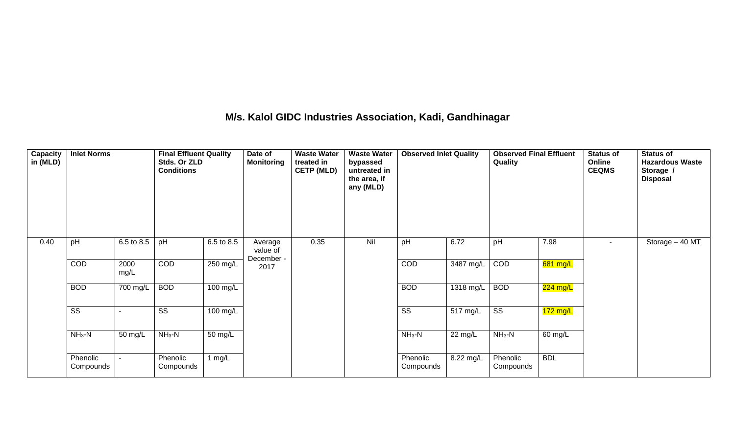## M/s. Kalol GIDC Industries Association, Kadi, Gandhinagar

| Capacity in (MLD) | Inlet Norms | | Final Effluent Quality Stds. Or ZLD Conditions | | Date of Monitoring | Waste Water treated in CETP (MLD) | Waste Water bypassed untreated in the area, if any (MLD) | Observed Inlet Quality | | Observed Final Effluent Quality | | Status of Online CEQMS | Status of Hazardous Waste Storage / Disposal |
|---|---|---|---|---|---|---|---|---|---|---|---|---|---|
| 0.40 | pH | 6.5 to 8.5 | pH | 6.5 to 8.5 | Average value of December - 2017 | 0.35 | Nil | pH | 6.72 | pH | 7.98 | - | Storage – 40 MT |
| | COD | 2000 mg/L | COD | 250 mg/L | | | | COD | 3487 mg/L | COD | 681 mg/L | | |
| | BOD | 700 mg/L | BOD | 100 mg/L | | | | BOD | 1318 mg/L | BOD | 224 mg/L | | |
| | SS | - | SS | 100 mg/L | | | | SS | 517 mg/L | SS | 172 mg/L | | |
| | $NH_3$-N | 50 mg/L | $NH_3$-N | 50 mg/L | | | | $NH_3$-N | 22 mg/L | $NH_3$-N | 60 mg/L | | |
| | Phenolic Compounds | - | Phenolic Compounds | 1 mg/L | | | | Phenolic Compounds | 8.22 mg/L | Phenolic Compounds | BDL | | |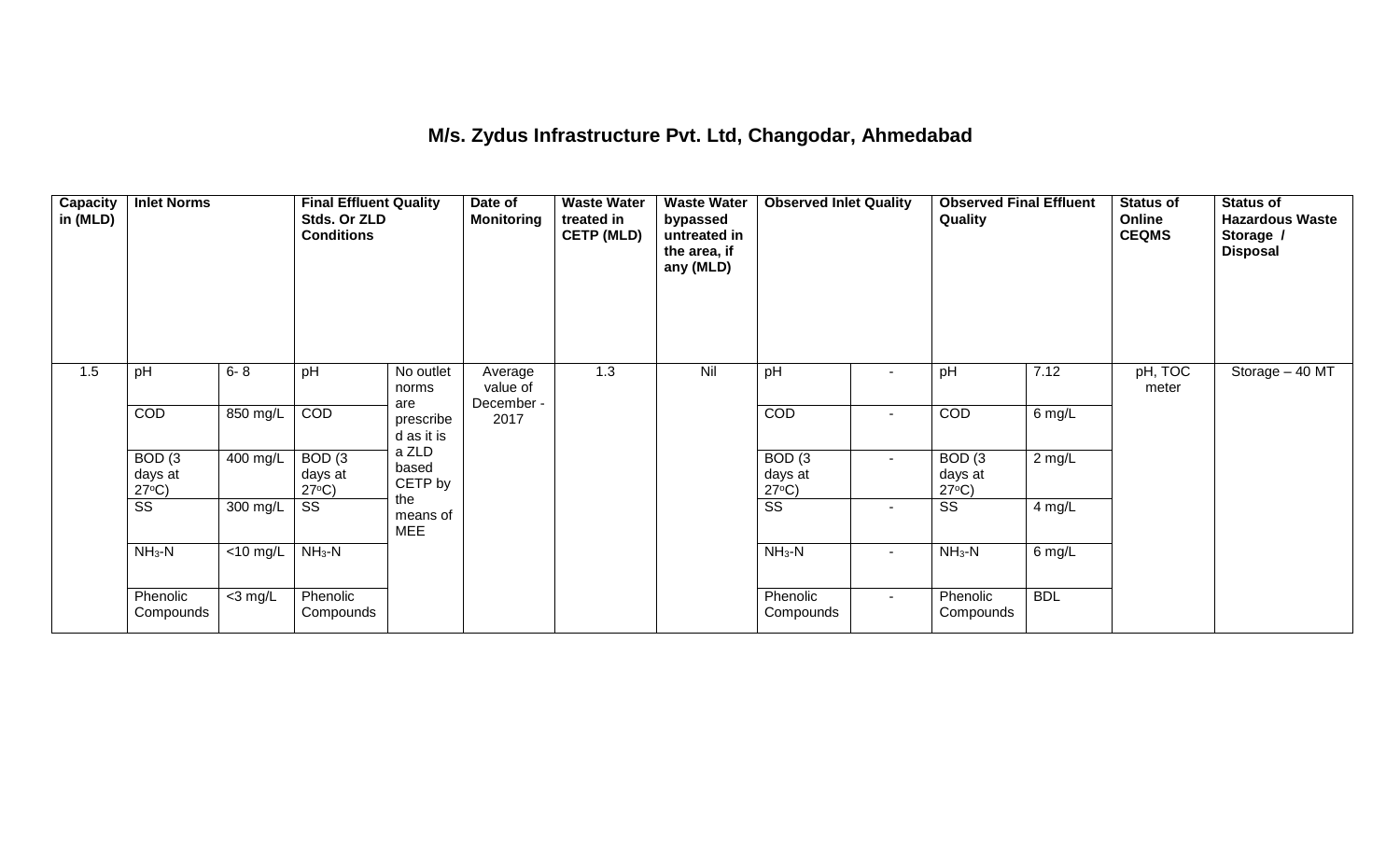## M/s. Zydus Infrastructure Pvt. Ltd, Changodar, Ahmedabad

| Capacity in (MLD) | Inlet Norms | | Final Effluent Quality Stds. Or ZLD Conditions | | Date of Monitoring | Waste Water treated in CETP (MLD) | Waste Water bypassed untreated in the area, if any (MLD) | Observed Inlet Quality | | Observed Final Effluent Quality | | Status of Online CEQMS | Status of Hazardous Waste Storage / Disposal |
|---|---|---|---|---|---|---|---|---|---|---|---|---|---|
| 1.5 | pH | 6- 8 | pH | No outlet norms are prescribed as it is a ZLD based CETP by the means of MEE | Average value of December - 2017 | 1.3 | Nil | pH | - | pH | 7.12 | pH, TOC meter | Storage – 40 MT |
| | COD | 850 mg/L | COD | | | | | COD | - | COD | 6 mg/L | | |
| | BOD (3 days at 27°C) | 400 mg/L | BOD (3 days at 27°C) | | | | | BOD (3 days at 27°C) | - | BOD (3 days at 27°C) | 2 mg/L | | |
| | SS | 300 mg/L | SS | | | | | SS | - | SS | 4 mg/L | | |
| | $NH_3$-N | <10 mg/L | $NH_3$-N | | | | | $NH_3$-N | - | $NH_3$-N | 6 mg/L | | |
| | Phenolic Compounds | <3 mg/L | Phenolic Compounds | | | | | Phenolic Compounds | - | Phenolic Compounds | BDL | | |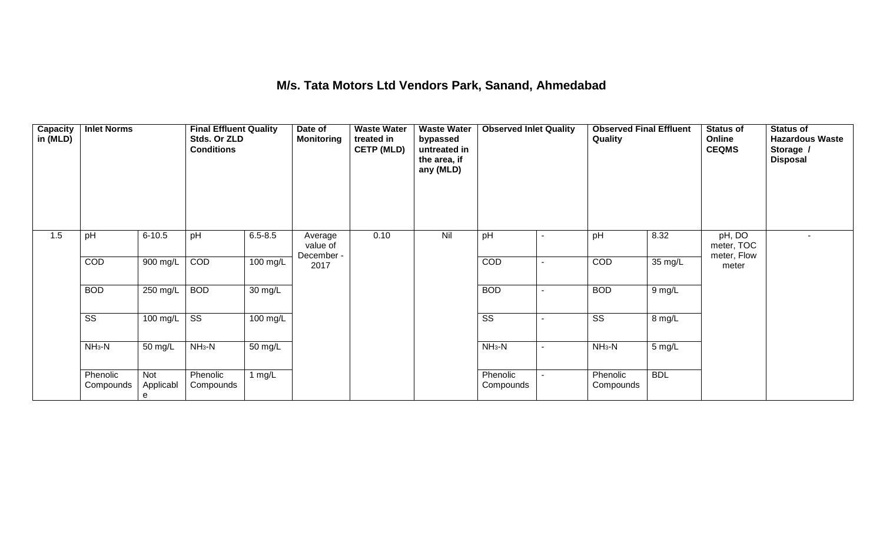# M/s. Tata Motors Ltd Vendors Park, Sanand, Ahmedabad

| Capacity in (MLD) | Inlet Norms | | Final Effluent Quality Stds. Or ZLD Conditions | | Date of Monitoring | Waste Water treated in CETP (MLD) | Waste Water bypassed untreated in the area, if any (MLD) | Observed Inlet Quality | | Observed Final Effluent Quality | | Status of Online CEQMS | Status of Hazardous Waste Storage / Disposal |
|---|---|---|---|---|---|---|---|---|---|---|---|---|---|
| 1.5 | pH | 6-10.5 | pH | 6.5-8.5 | Average value of December - 2017 | 0.10 | Nil | pH | - | pH | 8.32 | pH, DO meter, TOC meter, Flow meter | - |
| | COD | 900 mg/L | COD | 100 mg/L | | | | COD | - | COD | 35 mg/L | | |
| | BOD | 250 mg/L | BOD | 30 mg/L | | | | BOD | - | BOD | 9 mg/L | | |
| | SS | 100 mg/L | SS | 100 mg/L | | | | SS | - | SS | 8 mg/L | | |
| | $NH_3$-N | 50 mg/L | $NH_3$-N | 50 mg/L | | | | $NH_3$-N | - | $NH_3$-N | 5 mg/L | | |
| | Phenolic Compounds | Not Applicable | Phenolic Compounds | 1 mg/L | | | | Phenolic Compounds | - | Phenolic Compounds | BDL | | |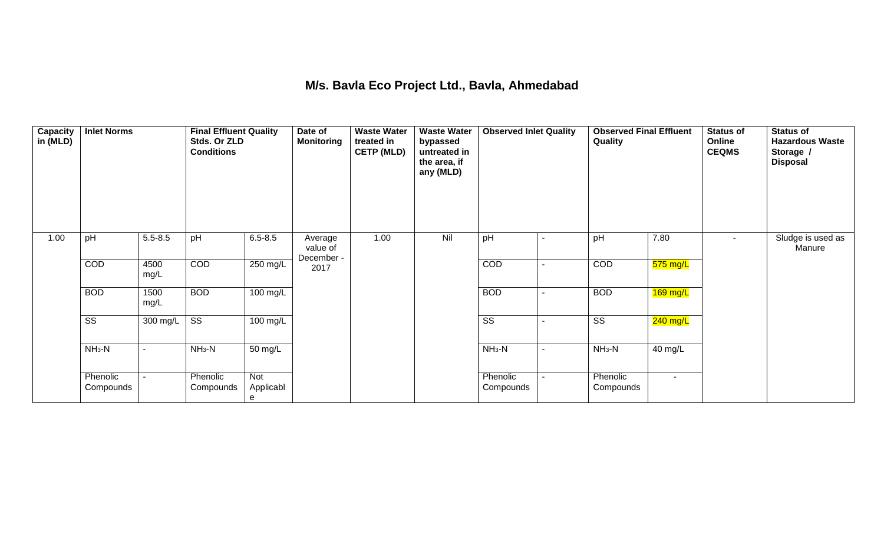# M/s. Bavla Eco Project Ltd., Bavla, Ahmedabad

| Capacity in (MLD) | Inlet Norms | | Final Effluent Quality Stds. Or ZLD Conditions | | Date of Monitoring | Waste Water treated in CETP (MLD) | Waste Water bypassed untreated in the area, if any (MLD) | Observed Inlet Quality | | Observed Final Effluent Quality | | Status of Online CEQMS | Status of Hazardous Waste Storage / Disposal |
|---|---|---|---|---|---|---|---|---|---|---|---|---|---|
| 1.00 | pH | 5.5-8.5 | pH | 6.5-8.5 | Average value of December - 2017 | 1.00 | Nil | pH | - | pH | 7.80 | - | Sludge is used as Manure |
| | COD | 4500 mg/L | COD | 250 mg/L | | | | COD | - | COD | 575 mg/L | | |
| | BOD | 1500 mg/L | BOD | 100 mg/L | | | | BOD | - | BOD | 169 mg/L | | |
| | SS | 300 mg/L | SS | 100 mg/L | | | | SS | - | SS | 240 mg/L | | |
| | $NH_3$-N | - | $NH_3$-N | 50 mg/L | | | | $NH_3$-N | - | $NH_3$-N | 40 mg/L | | |
| | Phenolic Compounds | - | Phenolic Compounds | Not Applicable | | | | Phenolic Compounds | - | Phenolic Compounds | - | | |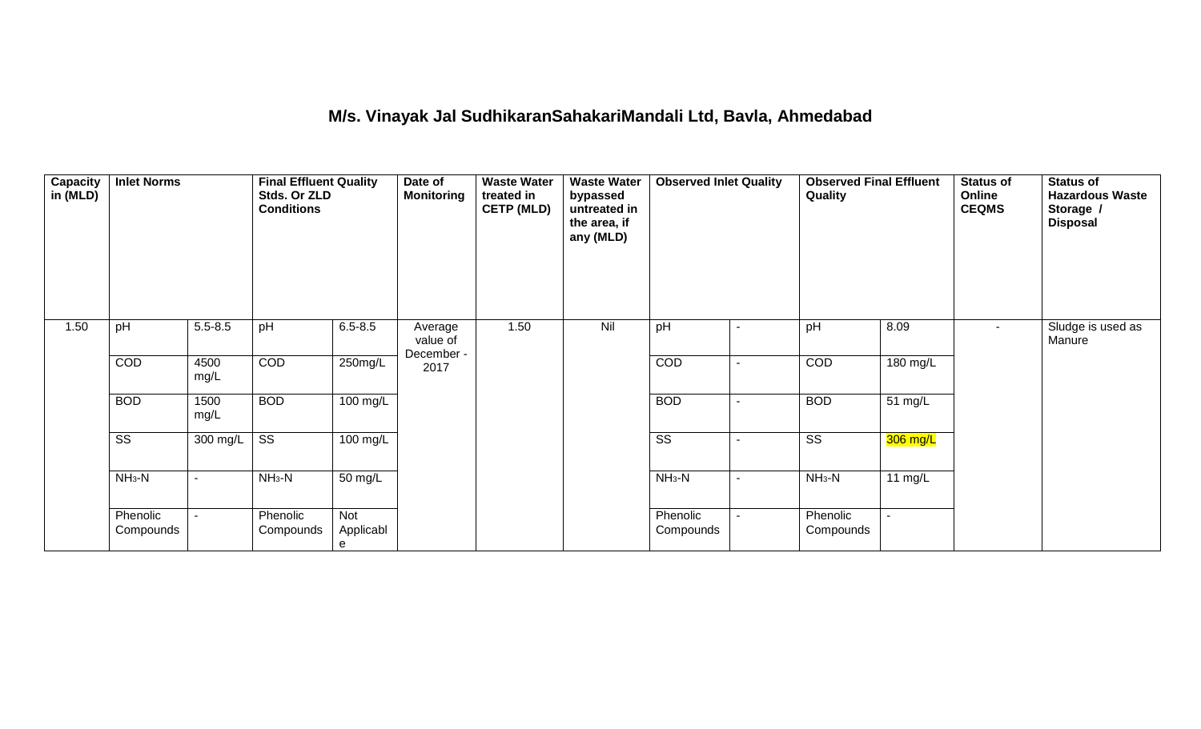# M/s. Vinayak Jal SudhikaranSahakariMandali Ltd, Bavla, Ahmedabad

| Capacity in (MLD) | Inlet Norms | | Final Effluent Quality Stds. Or ZLD Conditions | | Date of Monitoring | Waste Water treated in CETP (MLD) | Waste Water bypassed untreated in the area, if any (MLD) | Observed Inlet Quality | | Observed Final Effluent Quality | | Status of Online CEQMS | Status of Hazardous Waste Storage / Disposal |
|---|---|---|---|---|---|---|---|---|---|---|---|---|---|
| 1.50 | pH | 5.5-8.5 | pH | 6.5-8.5 | Average value of December - 2017 | 1.50 | Nil | pH | - | pH | 8.09 | - | Sludge is used as Manure |
| | COD | 4500 mg/L | COD | 250mg/L | | | | COD | - | COD | 180 mg/L | | |
| | BOD | 1500 mg/L | BOD | 100 mg/L | | | | BOD | - | BOD | 51 mg/L | | |
| | SS | 300 mg/L | SS | 100 mg/L | | | | SS | - | SS | 306 mg/L | | |
| | $NH_3$-N | - | $NH_3$-N | 50 mg/L | | | | $NH_3$-N | - | $NH_3$-N | 11 mg/L | | |
| | Phenolic Compounds | - | Phenolic Compounds | Not Applicable | | | | Phenolic Compounds | - | Phenolic Compounds | - | | |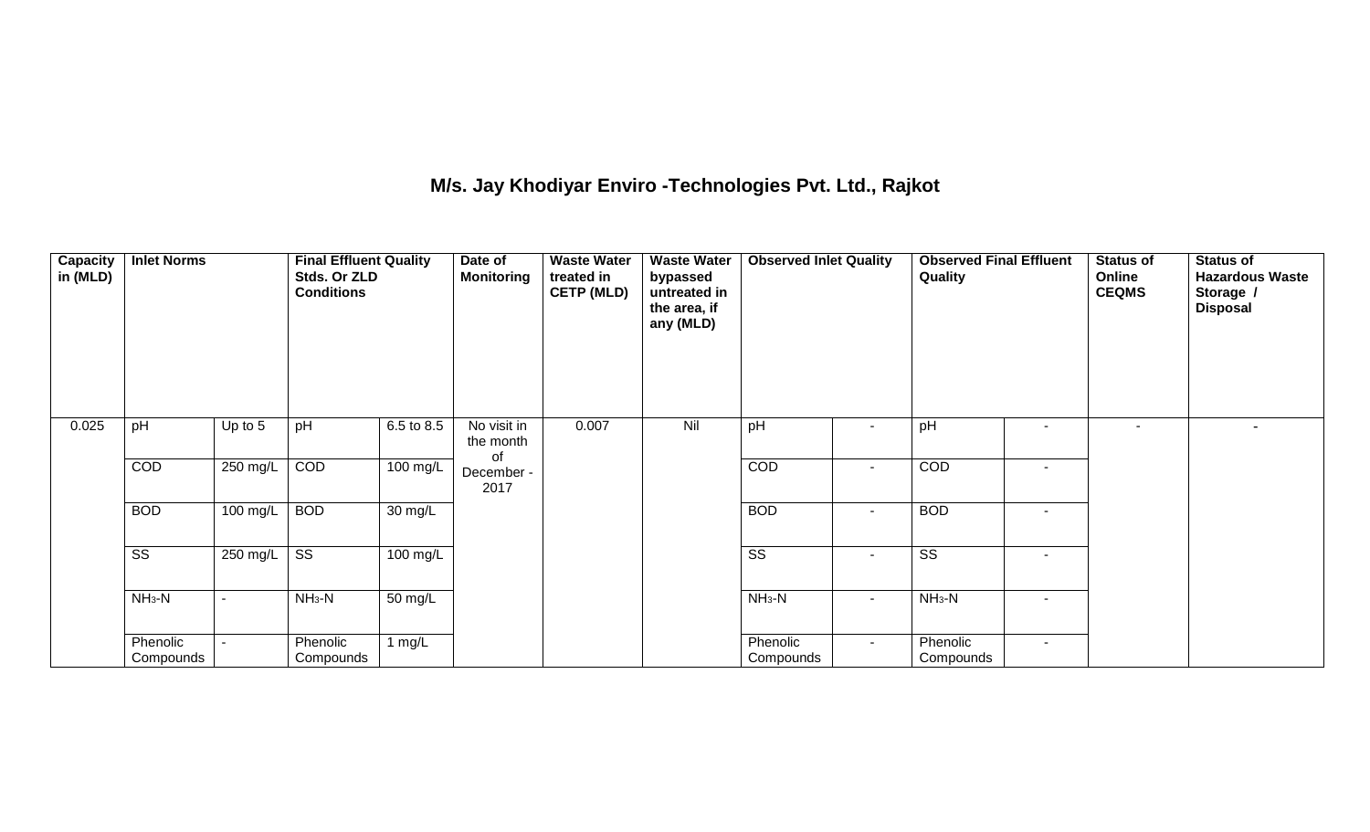## M/s. Jay Khodiyar Enviro -Technologies Pvt. Ltd., Rajkot

| Capacity in (MLD) | Inlet Norms | | Final Effluent Quality Stds. Or ZLD Conditions | | Date of Monitoring | Waste Water treated in CETP (MLD) | Waste Water bypassed untreated in the area, if any (MLD) | Observed Inlet Quality | | Observed Final Effluent Quality | | Status of Online CEQMS | Status of Hazardous Waste Storage / Disposal |
|---|---|---|---|---|---|---|---|---|---|---|---|---|---|
| 0.025 | pH | Up to 5 | pH | 6.5 to 8.5 | No visit in the month of December - 2017 | 0.007 | Nil | pH | - | pH | - | - | - |
| | COD | 250 mg/L | COD | 100 mg/L | | | | COD | - | COD | - | | |
| | BOD | 100 mg/L | BOD | 30 mg/L | | | | BOD | - | BOD | - | | |
| | SS | 250 mg/L | SS | 100 mg/L | | | | SS | - | SS | - | | |
| | $NH_3$-N | - | $NH_3$-N | 50 mg/L | | | | $NH_3$-N | - | $NH_3$-N | - | | |
| | Phenolic Compounds | - | Phenolic Compounds | 1 mg/L | | | | Phenolic Compounds | - | Phenolic Compounds | - | | |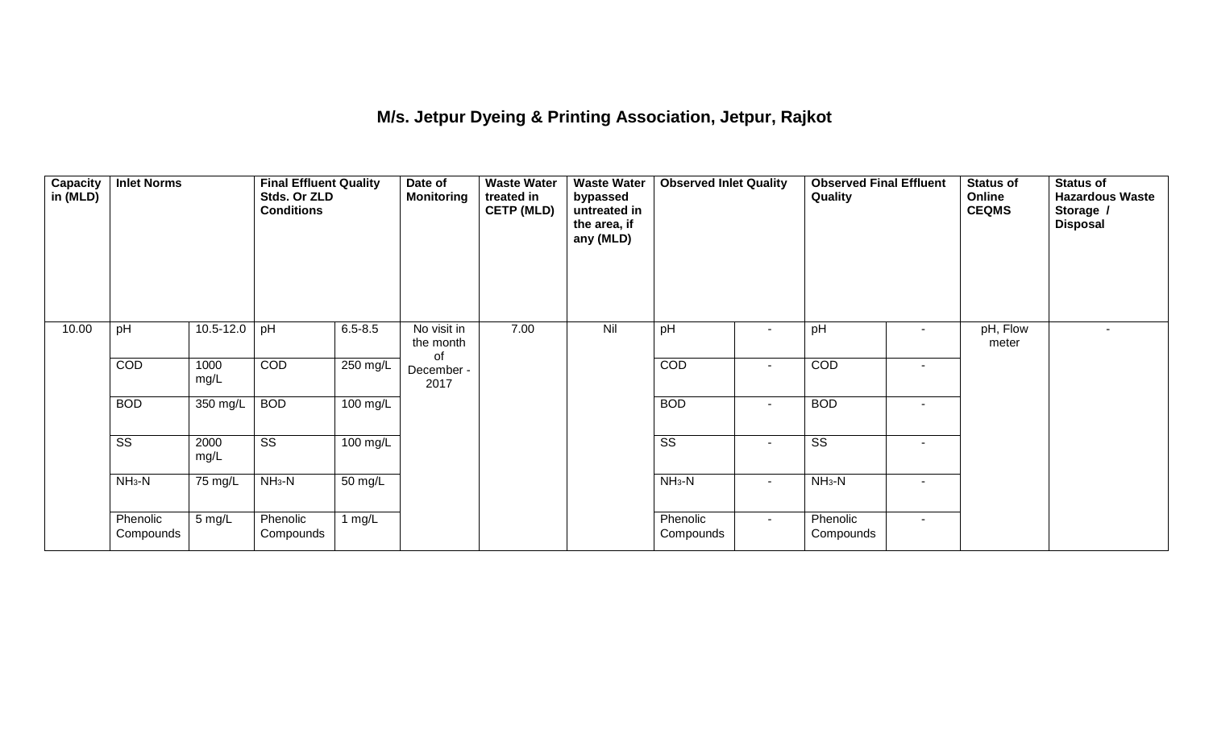# M/s. Jetpur Dyeing & Printing Association, Jetpur, Rajkot

| Capacity in (MLD) | Inlet Norms | | Final Effluent Quality Stds. Or ZLD Conditions | | Date of Monitoring | Waste Water treated in CETP (MLD) | Waste Water bypassed untreated in the area, if any (MLD) | Observed Inlet Quality | | Observed Final Effluent Quality | | Status of Online CEQMS | Status of Hazardous Waste Storage / Disposal |
|---|---|---|---|---|---|---|---|---|---|---|---|---|---|
| 10.00 | pH | 10.5-12.0 | pH | 6.5-8.5 | No visit in the month of December - 2017 | 7.00 | Nil | pH | - | pH | - | pH, Flow meter | - |
| | COD | 1000 mg/L | COD | 250 mg/L | | | | COD | - | COD | - | | |
| | BOD | 350 mg/L | BOD | 100 mg/L | | | | BOD | - | BOD | - | | |
| | SS | 2000 mg/L | SS | 100 mg/L | | | | SS | - | SS | - | | |
| | $NH_3$-N | 75 mg/L | $NH_3$-N | 50 mg/L | | | | $NH_3$-N | - | $NH_3$-N | - | | |
| | Phenolic Compounds | 5 mg/L | Phenolic Compounds | 1 mg/L | | | | Phenolic Compounds | - | Phenolic Compounds | - | | |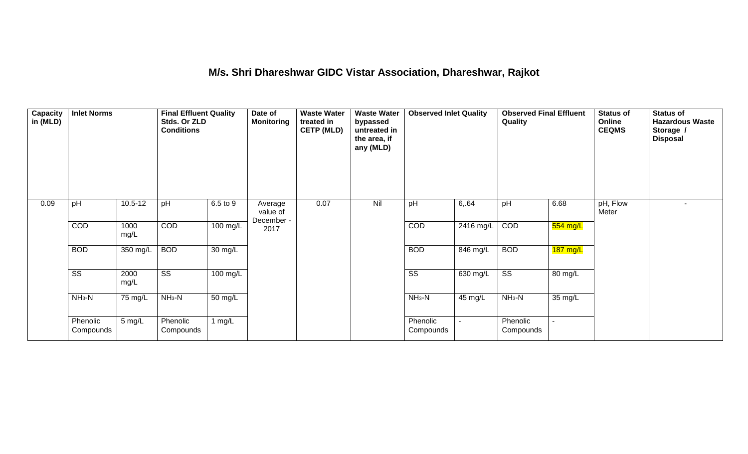# M/s. Shri Dhareshwar GIDC Vistar Association, Dhareshwar, Rajkot

| Capacity in (MLD) | Inlet Norms | | Final Effluent Quality Stds. Or ZLD Conditions | | Date of Monitoring | Waste Water treated in CETP (MLD) | Waste Water bypassed untreated in the area, if any (MLD) | Observed Inlet Quality | | Observed Final Effluent Quality | | Status of Online CEQMS | Status of Hazardous Waste Storage / Disposal |
|---|---|---|---|---|---|---|---|---|---|---|---|---|---|
| 0.09 | pH | 10.5-12 | pH | 6.5 to 9 | Average value of December - 2017 | 0.07 | Nil | pH | 6,.64 | pH | 6.68 | pH, Flow Meter | - |
| | COD | 1000 mg/L | COD | 100 mg/L | | | | COD | 2416 mg/L | COD | 554 mg/L | | |
| | BOD | 350 mg/L | BOD | 30 mg/L | | | | BOD | 846 mg/L | BOD | 187 mg/L | | |
| | SS | 2000 mg/L | SS | 100 mg/L | | | | SS | 630 mg/L | SS | 80 mg/L | | |
| | $NH_3$-N | 75 mg/L | $NH_3$-N | 50 mg/L | | | | $NH_3$-N | 45 mg/L | $NH_3$-N | 35 mg/L | | |
| | Phenolic Compounds | 5 mg/L | Phenolic Compounds | 1 mg/L | | | | Phenolic Compounds | - | Phenolic Compounds | - | | |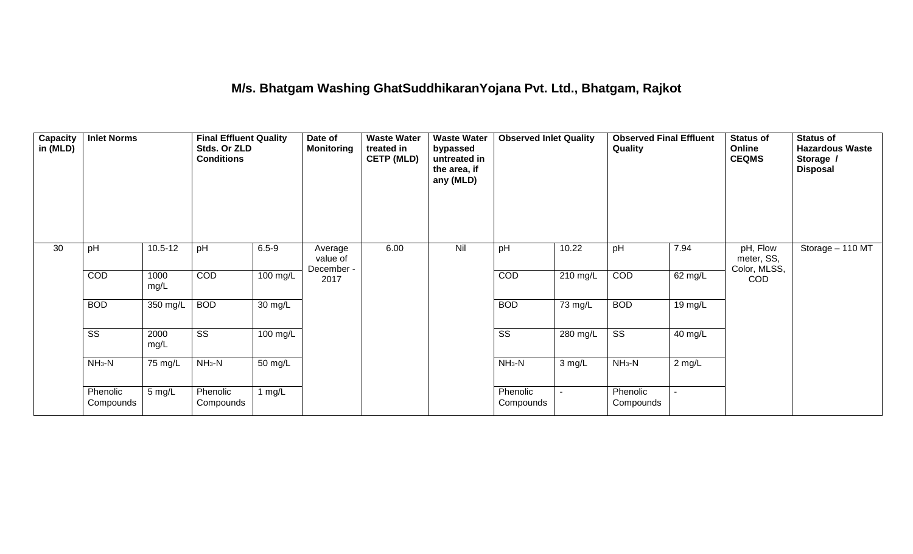## M/s. Bhatgam Washing GhatSuddhikaranYojana Pvt. Ltd., Bhatgam, Rajkot

| Capacity in (MLD) | Inlet Norms | | Final Effluent Quality Stds. Or ZLD Conditions | | Date of Monitoring | Waste Water treated in CETP (MLD) | Waste Water bypassed untreated in the area, if any (MLD) | Observed Inlet Quality | | Observed Final Effluent Quality | | Status of Online CEQMS | Status of Hazardous Waste Storage / Disposal |
|---|---|---|---|---|---|---|---|---|---|---|---|---|---|
| 30 | pH | 10.5-12 | pH | 6.5-9 | Average value of December - 2017 | 6.00 | Nil | pH | 10.22 | pH | 7.94 | pH, Flow meter, SS, Color, MLSS, COD | Storage – 110 MT |
| | COD | 1000 mg/L | COD | 100 mg/L | | | | COD | 210 mg/L | COD | 62 mg/L | | |
| | BOD | 350 mg/L | BOD | 30 mg/L | | | | BOD | 73 mg/L | BOD | 19 mg/L | | |
| | SS | 2000 mg/L | SS | 100 mg/L | | | | SS | 280 mg/L | SS | 40 mg/L | | |
| | $NH_3$-N | 75 mg/L | $NH_3$-N | 50 mg/L | | | | $NH_3$-N | 3 mg/L | $NH_3$-N | 2 mg/L | | |
| | Phenolic Compounds | 5 mg/L | Phenolic Compounds | 1 mg/L | | | | Phenolic Compounds | - | Phenolic Compounds | - | | |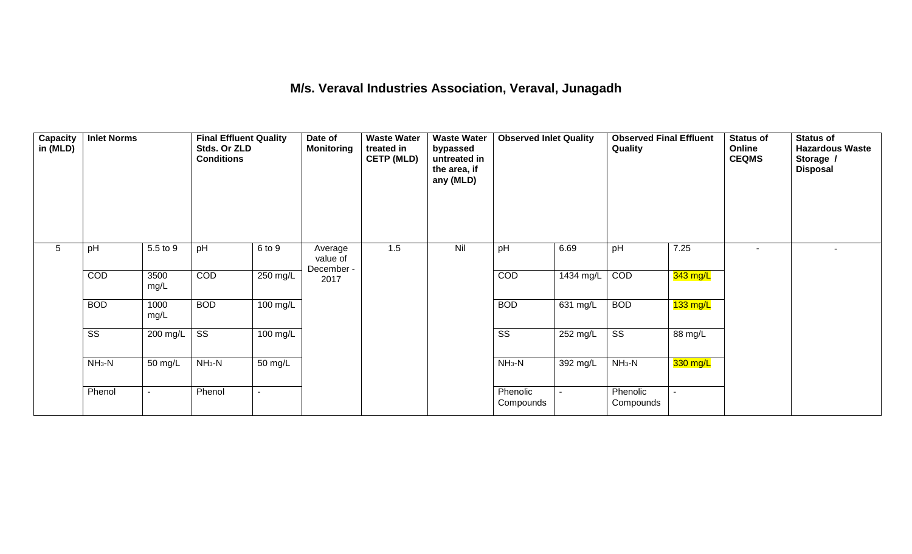## M/s. Veraval Industries Association, Veraval, Junagadh

| Capacity in (MLD) | Inlet Norms | | Final Effluent Quality Stds. Or ZLD Conditions | | Date of Monitoring | Waste Water treated in CETP (MLD) | Waste Water bypassed untreated in the area, if any (MLD) | Observed Inlet Quality | | Observed Final Effluent Quality | | Status of Online CEQMS | Status of Hazardous Waste Storage / Disposal |
|---|---|---|---|---|---|---|---|---|---|---|---|---|---|
| 5 | pH | 5.5 to 9 | pH | 6 to 9 | Average value of December - 2017 | 1.5 | Nil | pH | 6.69 | pH | 7.25 | - | - |
| | COD | 3500 mg/L | COD | 250 mg/L | | | | COD | 1434 mg/L | COD | 343 mg/L | | |
| | BOD | 1000 mg/L | BOD | 100 mg/L | | | | BOD | 631 mg/L | BOD | 133 mg/L | | |
| | SS | 200 mg/L | SS | 100 mg/L | | | | SS | 252 mg/L | SS | 88 mg/L | | |
| | $NH_3$-N | 50 mg/L | $NH_3$-N | 50 mg/L | | | | $NH_3$-N | 392 mg/L | $NH_3$-N | 330 mg/L | | |
| | Phenol | - | Phenol | - | | | | Phenolic Compounds | - | Phenolic Compounds | - | | |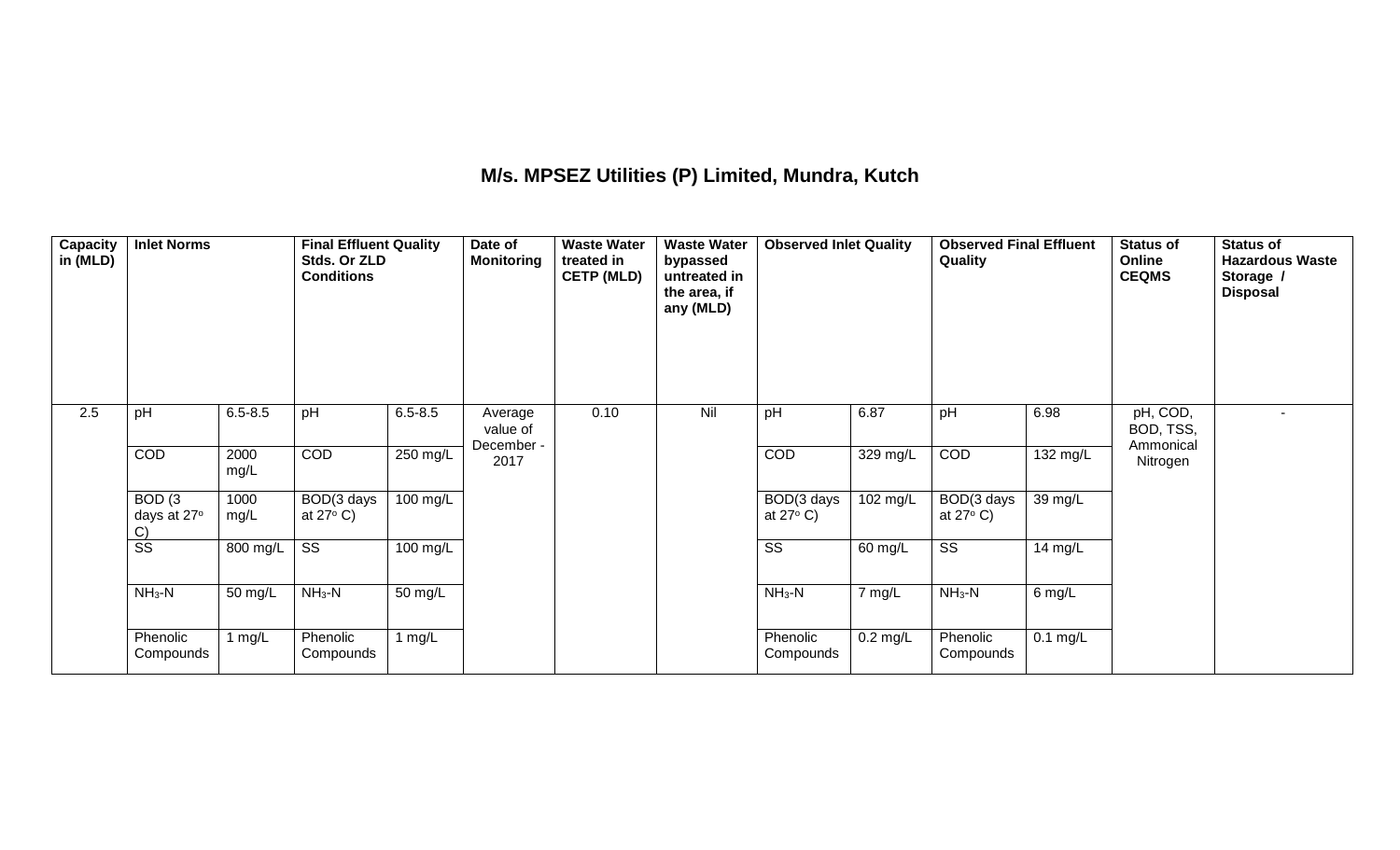## M/s. MPSEZ Utilities (P) Limited, Mundra, Kutch

| Capacity in (MLD) | Inlet Norms | | Final Effluent Quality Stds. Or ZLD Conditions | | Date of Monitoring | Waste Water treated in CETP (MLD) | Waste Water bypassed untreated in the area, if any (MLD) | Observed Inlet Quality | | Observed Final Effluent Quality | | Status of Online CEQMS | Status of Hazardous Waste Storage / Disposal |
|---|---|---|---|---|---|---|---|---|---|---|---|---|---|
| 2.5 | pH | 6.5-8.5 | pH | 6.5-8.5 | Average value of December - 2017 | 0.10 | Nil | pH | 6.87 | pH | 6.98 | pH, COD, BOD, TSS, Ammonical Nitrogen | - |
| | COD | 2000 mg/L | COD | 250 mg/L | | | | COD | 329 mg/L | COD | 132 mg/L | | |
| | BOD (3 days at 27° C) | 1000 mg/L | BOD(3 days at 27° C) | 100 mg/L | | | | BOD(3 days at 27° C) | 102 mg/L | BOD(3 days at 27° C) | 39 mg/L | | |
| | SS | 800 mg/L | SS | 100 mg/L | | | | SS | 60 mg/L | SS | 14 mg/L | | |
| | $NH_3$-N | 50 mg/L | $NH_3$-N | 50 mg/L | | | | $NH_3$-N | 7 mg/L | $NH_3$-N | 6 mg/L | | |
| | Phenolic Compounds | 1 mg/L | Phenolic Compounds | 1 mg/L | | | | Phenolic Compounds | 0.2 mg/L | Phenolic Compounds | 0.1 mg/L | | |